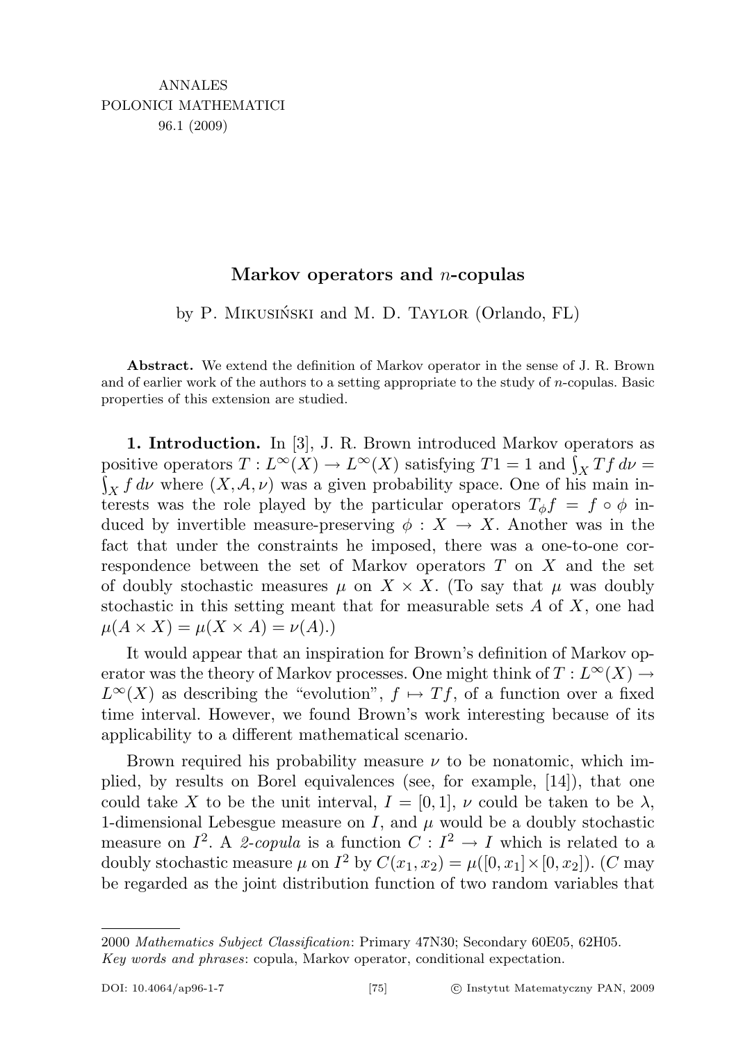# Markov operators and $n$-copulas

by P. Mikusiński and M. D. Taylor (Orlando, FL)

**Abstract.** We extend the definition of Markov operator in the sense of J. R. Brown and of earlier work of the authors to a setting appropriate to the study of $n$-copulas. Basic properties of this extension are studied.

**1. Introduction.** In [3], J. R. Brown introduced Markov operators as positive operators $T : L^\infty(X) \to L^\infty(X)$ satisfying $T1 = 1$ and $\int_X Tf\, d\nu = \int_X f\, d\nu$ where $(X, \mathcal{A}, \nu)$ was a given probability space. One of his main interests was the role played by the particular operators $T_\phi f = f \circ \phi$ induced by invertible measure-preserving $\phi : X \to X$. Another was in the fact that under the constraints he imposed, there was a one-to-one correspondence between the set of Markov operators $T$ on $X$ and the set of doubly stochastic measures $\mu$ on $X \times X$. (To say that $\mu$ was doubly stochastic in this setting meant that for measurable sets $A$ of $X$, one had $\mu(A \times X) = \mu(X \times A) = \nu(A)$.)

It would appear that an inspiration for Brown's definition of Markov operator was the theory of Markov processes. One might think of $T : L^\infty(X) \to L^\infty(X)$ as describing the "evolution", $f \mapsto Tf$, of a function over a fixed time interval. However, we found Brown's work interesting because of its applicability to a different mathematical scenario.

Brown required his probability measure $\nu$ to be nonatomic, which implied, by results on Borel equivalences (see, for example, [14]), that one could take $X$ to be the unit interval, $I = [0, 1]$, $\nu$ could be taken to be $\lambda$, 1-dimensional Lebesgue measure on $I$, and $\mu$ would be a doubly stochastic measure on $I^2$. A *2-copula* is a function $C : I^2 \to I$ which is related to a doubly stochastic measure $\mu$ on $I^2$ by $C(x_1, x_2) = \mu([0, x_1] \times [0, x_2])$. ($C$ may be regarded as the joint distribution function of two random variables that

---

2000 *Mathematics Subject Classification*: Primary 47N30; Secondary 60E05, 62H05.
*Key words and phrases*: copula, Markov operator, conditional expectation.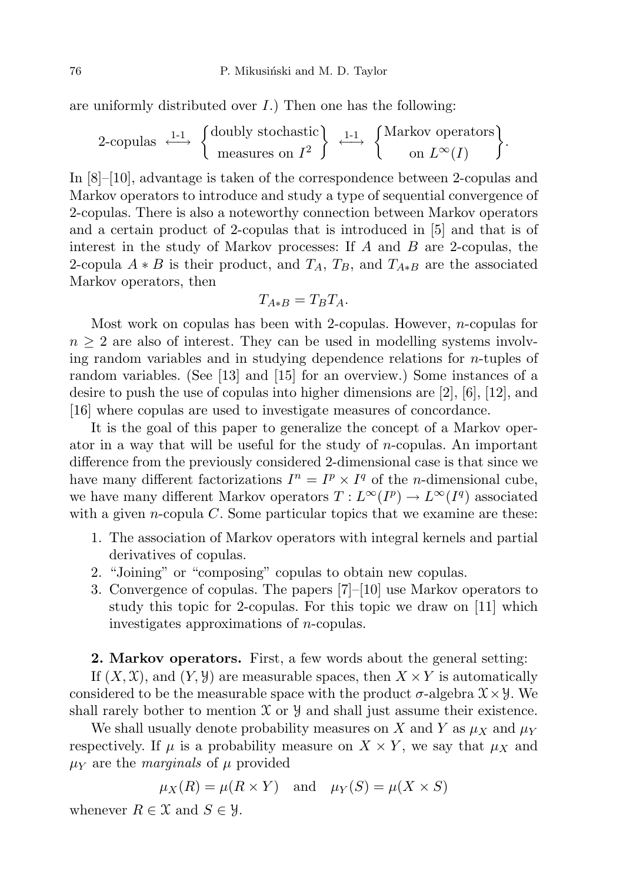are uniformly distributed over $I$.) Then one has the following:

$$\text{2-copulas} \overset{\text{1-1}}{\longleftrightarrow} \left\{ \begin{matrix} \text{doubly stochastic} \\ \text{measures on } I^2 \end{matrix} \right\} \overset{\text{1-1}}{\longleftrightarrow} \left\{ \begin{matrix} \text{Markov operators} \\ \text{on } L^\infty(I) \end{matrix} \right\}.$$

In [8]–[10], advantage is taken of the correspondence between 2-copulas and Markov operators to introduce and study a type of sequential convergence of 2-copulas. There is also a noteworthy connection between Markov operators and a certain product of 2-copulas that is introduced in [5] and that is of interest in the study of Markov processes: If $A$ and $B$ are 2-copulas, the 2-copula $A * B$ is their product, and $T_A$, $T_B$, and $T_{A*B}$ are the associated Markov operators, then

$$T_{A*B} = T_B T_A.$$

Most work on copulas has been with 2-copulas. However, $n$-copulas for $n \geq 2$ are also of interest. They can be used in modelling systems involving random variables and in studying dependence relations for $n$-tuples of random variables. (See [13] and [15] for an overview.) Some instances of a desire to push the use of copulas into higher dimensions are [2], [6], [12], and [16] where copulas are used to investigate measures of concordance.

It is the goal of this paper to generalize the concept of a Markov operator in a way that will be useful for the study of $n$-copulas. An important difference from the previously considered 2-dimensional case is that since we have many different factorizations $I^n = I^p \times I^q$ of the $n$-dimensional cube, we have many different Markov operators $T : L^\infty(I^p) \to L^\infty(I^q)$ associated with a given $n$-copula $C$. Some particular topics that we examine are these:

1. The association of Markov operators with integral kernels and partial derivatives of copulas.
2. "Joining" or "composing" copulas to obtain new copulas.
3. Convergence of copulas. The papers [7]–[10] use Markov operators to study this topic for 2-copulas. For this topic we draw on [11] which investigates approximations of $n$-copulas.

**2. Markov operators.** First, a few words about the general setting:

If $(X, \mathcal{X})$, and $(Y, \mathcal{Y})$ are measurable spaces, then $X \times Y$ is automatically considered to be the measurable space with the product $\sigma$-algebra $\mathcal{X} \times \mathcal{Y}$. We shall rarely bother to mention $\mathcal{X}$ or $\mathcal{Y}$ and shall just assume their existence.

We shall usually denote probability measures on $X$ and $Y$ as $\mu_X$ and $\mu_Y$ respectively. If $\mu$ is a probability measure on $X \times Y$, we say that $\mu_X$ and $\mu_Y$ are the *marginals* of $\mu$ provided

$$\mu_X(R) = \mu(R \times Y) \quad \text{and} \quad \mu_Y(S) = \mu(X \times S)$$

whenever $R \in \mathcal{X}$ and $S \in \mathcal{Y}$.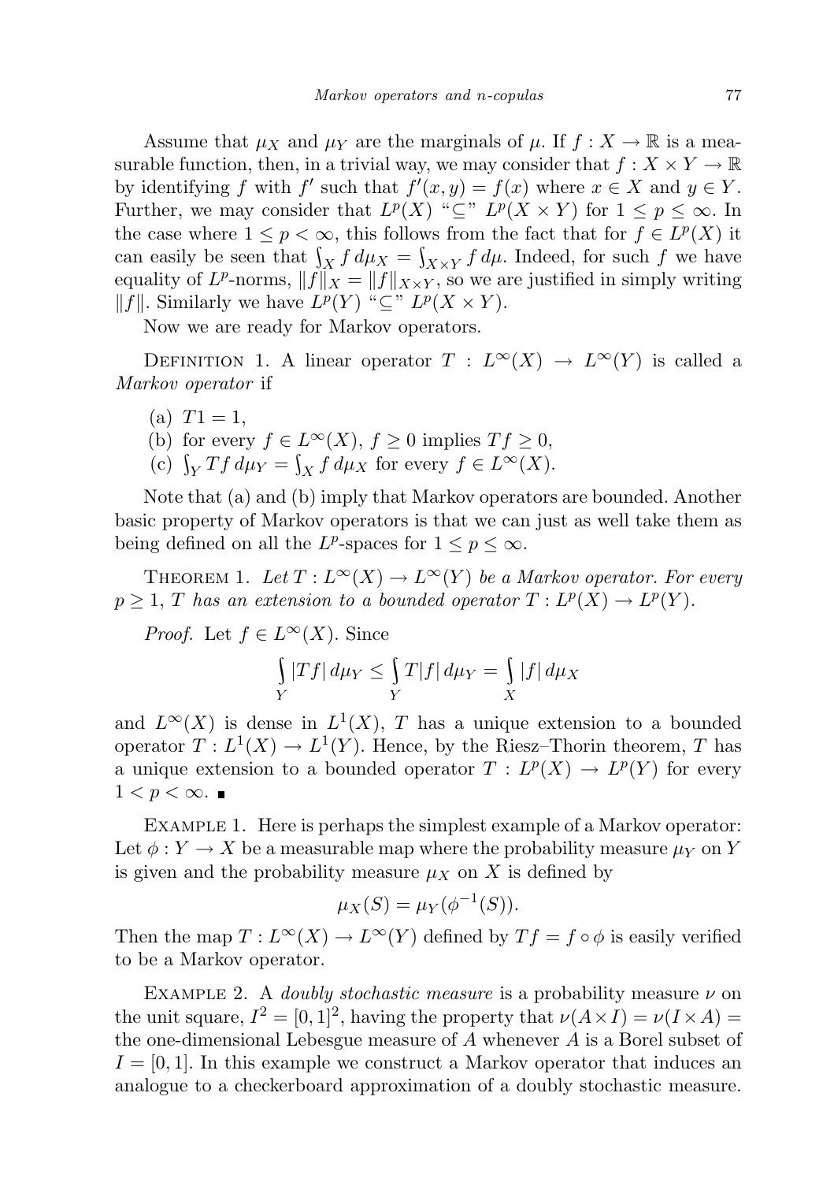Assume that $\mu_X$ and $\mu_Y$ are the marginals of $\mu$. If $f : X \to \mathbb{R}$ is a measurable function, then, in a trivial way, we may consider that $f : X \times Y \to \mathbb{R}$ by identifying $f$ with $f'$ such that $f'(x, y) = f(x)$ where $x \in X$ and $y \in Y$. Further, we may consider that $L^p(X)$ "$\subseteq$" $L^p(X \times Y)$ for $1 \le p \le \infty$. In the case where $1 \le p < \infty$, this follows from the fact that for $f \in L^p(X)$ it can easily be seen that $\int_X f \, d\mu_X = \int_{X\times Y} f \, d\mu$. Indeed, for such $f$ we have equality of $L^p$-norms, $\|f\|_X = \|f\|_{X\times Y}$, so we are justified in simply writing $\|f\|$. Similarly we have $L^p(Y)$ "$\subseteq$" $L^p(X \times Y)$.

Now we are ready for Markov operators.

Definition 1. A linear operator $T : L^\infty(X) \to L^\infty(Y)$ is called a *Markov operator* if

(a) $T1 = 1$,
(b) for every $f \in L^\infty(X)$, $f \ge 0$ implies $Tf \ge 0$,
(c) $\int_Y Tf \, d\mu_Y = \int_X f \, d\mu_X$ for every $f \in L^\infty(X)$.

Note that (a) and (b) imply that Markov operators are bounded. Another basic property of Markov operators is that we can just as well take them as being defined on all the $L^p$-spaces for $1 \le p \le \infty$.

Theorem 1. *Let $T : L^\infty(X) \to L^\infty(Y)$ be a Markov operator. For every $p \ge 1$, $T$ has an extension to a bounded operator $T : L^p(X) \to L^p(Y)$.*

*Proof.* Let $f \in L^\infty(X)$. Since

$$\int_Y |Tf| \, d\mu_Y \le \int_Y T|f| \, d\mu_Y = \int_X |f| \, d\mu_X$$

and $L^\infty(X)$ is dense in $L^1(X)$, $T$ has a unique extension to a bounded operator $T : L^1(X) \to L^1(Y)$. Hence, by the Riesz–Thorin theorem, $T$ has a unique extension to a bounded operator $T : L^p(X) \to L^p(Y)$ for every $1 < p < \infty$. ∎

Example 1. Here is perhaps the simplest example of a Markov operator: Let $\phi : Y \to X$ be a measurable map where the probability measure $\mu_Y$ on $Y$ is given and the probability measure $\mu_X$ on $X$ is defined by

$$\mu_X(S) = \mu_Y(\phi^{-1}(S)).$$

Then the map $T : L^\infty(X) \to L^\infty(Y)$ defined by $Tf = f \circ \phi$ is easily verified to be a Markov operator.

Example 2. A *doubly stochastic measure* is a probability measure $\nu$ on the unit square, $I^2 = [0, 1]^2$, having the property that $\nu(A\times I) = \nu(I \times A) =$ the one-dimensional Lebesgue measure of $A$ whenever $A$ is a Borel subset of $I = [0, 1]$. In this example we construct a Markov operator that induces an analogue to a checkerboard approximation of a doubly stochastic measure.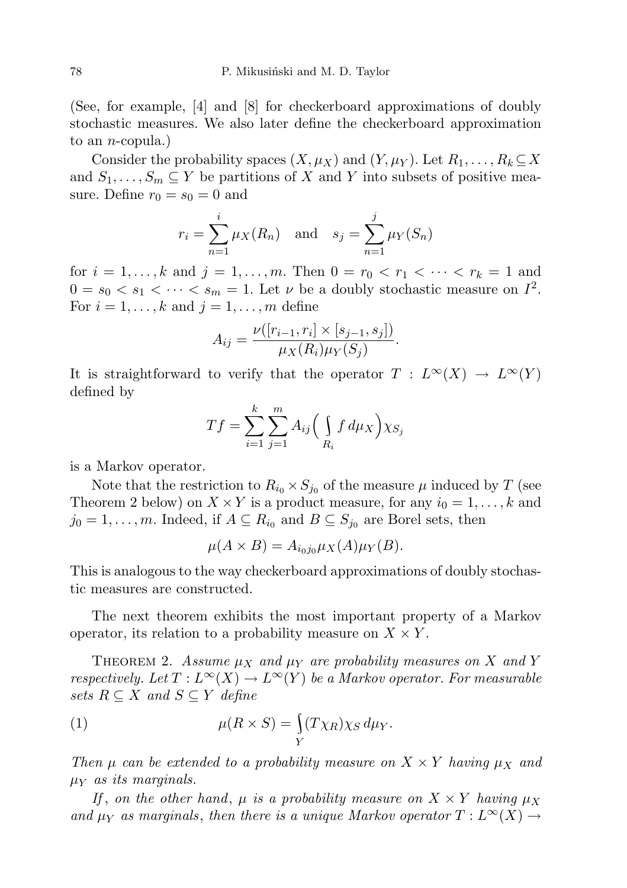(See, for example, [4] and [8] for checkerboard approximations of doubly stochastic measures. We also later define the checkerboard approximation to an $n$-copula.)

Consider the probability spaces $(X, \mu_X)$ and $(Y, \mu_Y)$. Let $R_1, \ldots, R_k \subseteq X$ and $S_1, \ldots, S_m \subseteq Y$ be partitions of $X$ and $Y$ into subsets of positive measure. Define $r_0 = s_0 = 0$ and

$$r_i = \sum_{n=1}^{i} \mu_X(R_n) \quad \text{and} \quad s_j = \sum_{n=1}^{j} \mu_Y(S_n)$$

for $i = 1, \ldots, k$ and $j = 1, \ldots, m$. Then $0 = r_0 < r_1 < \cdots < r_k = 1$ and $0 = s_0 < s_1 < \cdots < s_m = 1$. Let $\nu$ be a doubly stochastic measure on $I^2$. For $i = 1, \ldots, k$ and $j = 1, \ldots, m$ define

$$A_{ij} = \frac{\nu([r_{i-1}, r_i] \times [s_{j-1}, s_j])}{\mu_X(R_i)\mu_Y(S_j)}.$$

It is straightforward to verify that the operator $T : L^\infty(X) \to L^\infty(Y)$ defined by

$$Tf = \sum_{i=1}^{k} \sum_{j=1}^{m} A_{ij} \Big( \int_{R_i} f \, d\mu_X \Big) \chi_{S_j}$$

is a Markov operator.

Note that the restriction to $R_{i_0} \times S_{j_0}$ of the measure $\mu$ induced by $T$ (see Theorem 2 below) on $X \times Y$ is a product measure, for any $i_0 = 1, \ldots, k$ and $j_0 = 1, \ldots, m$. Indeed, if $A \subseteq R_{i_0}$ and $B \subseteq S_{j_0}$ are Borel sets, then

$$\mu(A \times B) = A_{i_0 j_0} \mu_X(A) \mu_Y(B).$$

This is analogous to the way checkerboard approximations of doubly stochastic measures are constructed.

The next theorem exhibits the most important property of a Markov operator, its relation to a probability measure on $X \times Y$.

Theorem 2. *Assume $\mu_X$ and $\mu_Y$ are probability measures on $X$ and $Y$ respectively. Let $T : L^\infty(X) \to L^\infty(Y)$ be a Markov operator. For measurable sets $R \subseteq X$ and $S \subseteq Y$ define*

$$\mu(R \times S) = \int_{Y} (T\chi_R)\chi_S \, d\mu_Y. \tag{1}$$

*Then $\mu$ can be extended to a probability measure on $X \times Y$ having $\mu_X$ and $\mu_Y$ as its marginals.*

*If, on the other hand, $\mu$ is a probability measure on $X \times Y$ having $\mu_X$ and $\mu_Y$ as marginals, then there is a unique Markov operator $T : L^\infty(X) \to$*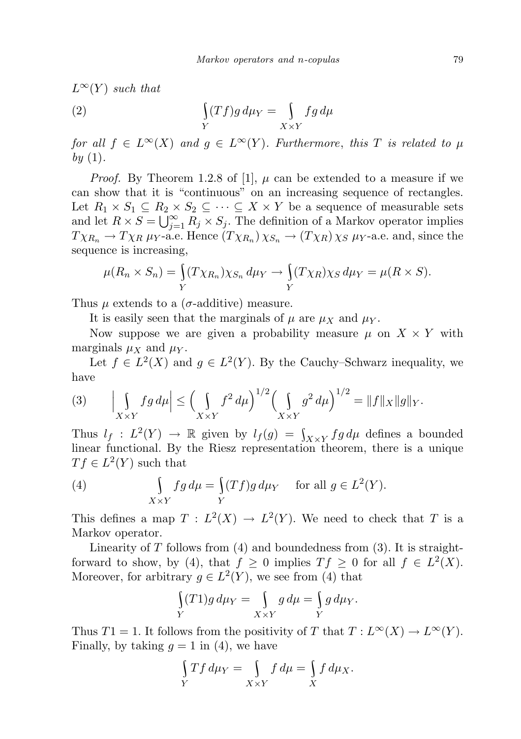$L^\infty(Y)$ *such that*

$$\int_Y (Tf) g \, d\mu_Y = \int_{X\times Y} fg \, d\mu \tag{2}$$

*for all* $f \in L^\infty(X)$ *and* $g \in L^\infty(Y)$. *Furthermore, this* $T$ *is related to* $\mu$ *by* (1).

*Proof.* By Theorem 1.2.8 of [1], $\mu$ can be extended to a measure if we can show that it is "continuous" on an increasing sequence of rectangles. Let $R_1 \times S_1 \subseteq R_2 \times S_2 \subseteq \cdots \subseteq X \times Y$ be a sequence of measurable sets and let $R \times S = \bigcup_{j=1}^\infty R_j \times S_j$. The definition of a Markov operator implies $T\chi_{R_n} \to T\chi_R$ $\mu_Y$-a.e. Hence $(T\chi_{R_n})\chi_{S_n} \to (T\chi_R)\chi_S$ $\mu_Y$-a.e. and, since the sequence is increasing,

$$\mu(R_n \times S_n) = \int_Y (T\chi_{R_n})\chi_{S_n} \, d\mu_Y \to \int_Y (T\chi_R)\chi_S \, d\mu_Y = \mu(R \times S).$$

Thus $\mu$ extends to a ($\sigma$-additive) measure.

It is easily seen that the marginals of $\mu$ are $\mu_X$ and $\mu_Y$.

Now suppose we are given a probability measure $\mu$ on $X \times Y$ with marginals $\mu_X$ and $\mu_Y$.

Let $f \in L^2(X)$ and $g \in L^2(Y)$. By the Cauchy–Schwarz inequality, we have

$$\Big| \int_{X\times Y} fg \, d\mu \Big| \le \Big( \int_{X\times Y} f^2 \, d\mu \Big)^{1/2} \Big( \int_{X\times Y} g^2 \, d\mu \Big)^{1/2} = \|f\|_X \|g\|_Y. \tag{3}$$

Thus $l_f : L^2(Y) \to \mathbb{R}$ given by $l_f(g) = \int_{X\times Y} fg \, d\mu$ defines a bounded linear functional. By the Riesz representation theorem, there is a unique $Tf \in L^2(Y)$ such that

$$\int_{X\times Y} fg \, d\mu = \int_Y (Tf) g \, d\mu_Y \quad \text{ for all } g \in L^2(Y). \tag{4}$$

This defines a map $T : L^2(X) \to L^2(Y)$. We need to check that $T$ is a Markov operator.

Linearity of $T$ follows from (4) and boundedness from (3). It is straightforward to show, by (4), that $f \ge 0$ implies $Tf \ge 0$ for all $f \in L^2(X)$. Moreover, for arbitrary $g \in L^2(Y)$, we see from (4) that

$$\int_Y (T1) g \, d\mu_Y = \int_{X\times Y} g \, d\mu = \int_Y g \, d\mu_Y.$$

Thus $T1 = 1$. It follows from the positivity of $T$ that $T : L^\infty(X) \to L^\infty(Y)$. Finally, by taking $g = 1$ in (4), we have

$$\int_Y Tf \, d\mu_Y = \int_{X\times Y} f \, d\mu = \int_X f \, d\mu_X.$$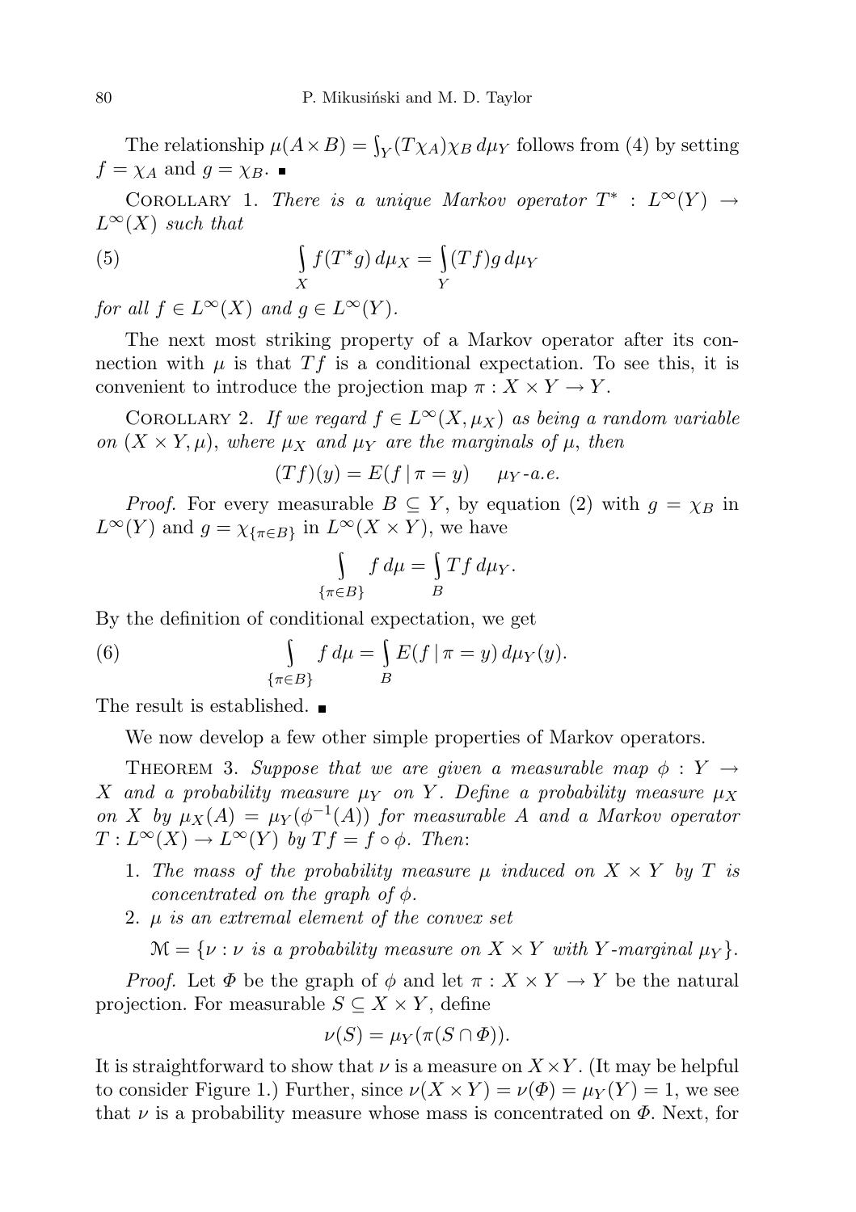The relationship $\mu(A \times B) = \int_Y (T\chi_A)\chi_B \, d\mu_Y$ follows from (4) by setting $f = \chi_A$ and $g = \chi_B$. ∎

Corollary 1. *There is a unique Markov operator $T^* : L^\infty(Y) \to L^\infty(X)$ such that*

$$\int_X f(T^* g)\, d\mu_X = \int_Y (Tf) g \, d\mu_Y \tag{5}$$

*for all $f \in L^\infty(X)$ and $g \in L^\infty(Y)$.*

The next most striking property of a Markov operator after its connection with $\mu$ is that $Tf$ is a conditional expectation. To see this, it is convenient to introduce the projection map $\pi : X \times Y \to Y$.

Corollary 2. *If we regard $f \in L^\infty(X, \mu_X)$ as being a random variable on $(X \times Y, \mu)$, where $\mu_X$ and $\mu_Y$ are the marginals of $\mu$, then*

$$(Tf)(y) = E(f \mid \pi = y) \quad \mu_Y\text{-a.e.}$$

*Proof.* For every measurable $B \subseteq Y$, by equation (2) with $g = \chi_B$ in $L^\infty(Y)$ and $g = \chi_{\{\pi \in B\}}$ in $L^\infty(X \times Y)$, we have

$$\int_{\{\pi \in B\}} f \, d\mu = \int_B Tf \, d\mu_Y.$$

By the definition of conditional expectation, we get

$$\int_{\{\pi \in B\}} f \, d\mu = \int_B E(f \mid \pi = y) \, d\mu_Y(y). \tag{6}$$

The result is established. ∎

We now develop a few other simple properties of Markov operators.

Theorem 3. *Suppose that we are given a measurable map $\phi : Y \to X$ and a probability measure $\mu_Y$ on $Y$. Define a probability measure $\mu_X$ on $X$ by $\mu_X(A) = \mu_Y(\phi^{-1}(A))$ for measurable $A$ and a Markov operator $T : L^\infty(X) \to L^\infty(Y)$ by $Tf = f \circ \phi$. Then*:

1. *The mass of the probability measure $\mu$ induced on $X \times Y$ by $T$ is concentrated on the graph of $\phi$.*
2. *$\mu$ is an extremal element of the convex set*

$$\mathcal{M} = \{\nu : \nu \text{ is a probability measure on } X \times Y \text{ with } Y\text{-marginal } \mu_Y\}.$$

*Proof.* Let $\Phi$ be the graph of $\phi$ and let $\pi : X \times Y \to Y$ be the natural projection. For measurable $S \subseteq X \times Y$, define

$$\nu(S) = \mu_Y(\pi(S \cap \Phi)).$$

It is straightforward to show that $\nu$ is a measure on $X \times Y$. (It may be helpful to consider Figure 1.) Further, since $\nu(X \times Y) = \nu(\Phi) = \mu_Y(Y) = 1$, we see that $\nu$ is a probability measure whose mass is concentrated on $\Phi$. Next, for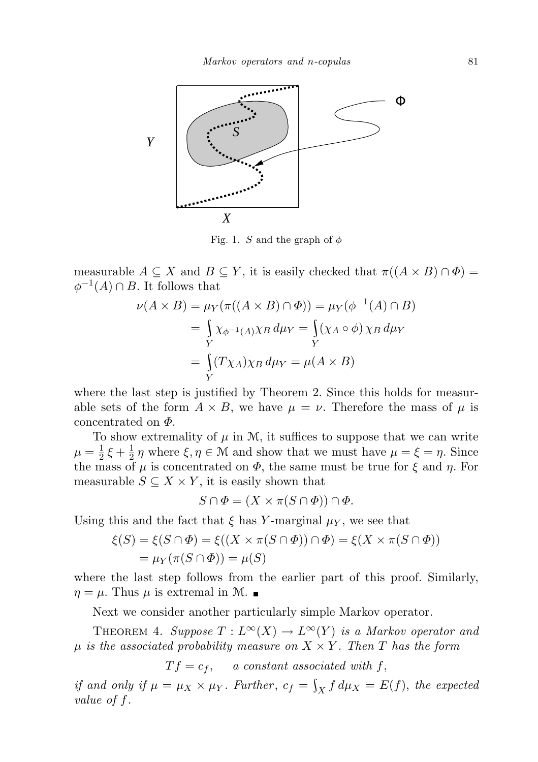Fig. 1. $S$ and the graph of $\phi$

measurable $A \subseteq X$ and $B \subseteq Y$, it is easily checked that $\pi((A \times B) \cap \Phi) = \phi^{-1}(A) \cap B$. It follows that

$$\begin{aligned}
\nu(A \times B) &= \mu_Y(\pi((A \times B) \cap \Phi)) = \mu_Y(\phi^{-1}(A) \cap B) \\
&= \int_Y \chi_{\phi^{-1}(A)} \chi_B \, d\mu_Y = \int_Y (\chi_A \circ \phi) \, \chi_B \, d\mu_Y \\
&= \int_Y (T\chi_A) \chi_B \, d\mu_Y = \mu(A \times B)
\end{aligned}$$

where the last step is justified by Theorem 2. Since this holds for measurable sets of the form $A \times B$, we have $\mu = \nu$. Therefore the mass of $\mu$ is concentrated on $\Phi$.

To show extremality of $\mu$ in $\mathcal{M}$, it suffices to suppose that we can write $\mu = \frac{1}{2}\xi + \frac{1}{2}\eta$ where $\xi, \eta \in \mathcal{M}$ and show that we must have $\mu = \xi = \eta$. Since the mass of $\mu$ is concentrated on $\Phi$, the same must be true for $\xi$ and $\eta$. For measurable $S \subseteq X \times Y$, it is easily shown that

$$S \cap \Phi = (X \times \pi(S \cap \Phi)) \cap \Phi.$$

Using this and the fact that $\xi$ has $Y$-marginal $\mu_Y$, we see that

$$\begin{aligned}
\xi(S) &= \xi(S \cap \Phi) = \xi((X \times \pi(S \cap \Phi)) \cap \Phi) = \xi(X \times \pi(S \cap \Phi)) \\
&= \mu_Y(\pi(S \cap \Phi)) = \mu(S)
\end{aligned}$$

where the last step follows from the earlier part of this proof. Similarly, $\eta = \mu$. Thus $\mu$ is extremal in $\mathcal{M}$. ∎

Next we consider another particularly simple Markov operator.

Theorem 4. *Suppose $T : L^\infty(X) \to L^\infty(Y)$ is a Markov operator and $\mu$ is the associated probability measure on $X \times Y$. Then $T$ has the form*

$$Tf = c_f, \quad \text{a constant associated with } f,$$

*if and only if $\mu = \mu_X \times \mu_Y$. Further, $c_f = \int_X f \, d\mu_X = E(f)$, the expected value of $f$.*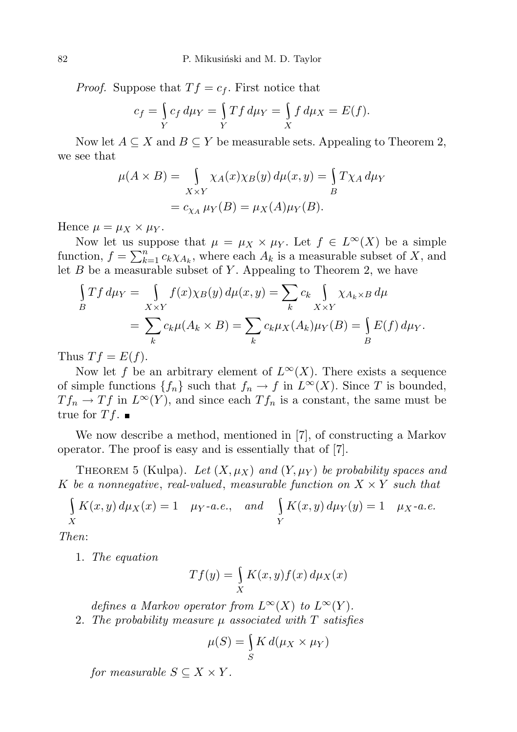*Proof.* Suppose that $Tf = c_f$. First notice that

$$c_f = \int_Y c_f \, d\mu_Y = \int_Y Tf \, d\mu_Y = \int_X f \, d\mu_X = E(f).$$

Now let $A \subseteq X$ and $B \subseteq Y$ be measurable sets. Appealing to Theorem 2, we see that

$$\begin{aligned}
\mu(A \times B) &= \int_{X \times Y} \chi_A(x)\chi_B(y) \, d\mu(x, y) = \int_B T\chi_A \, d\mu_Y \\
&= c_{\chi_A} \, \mu_Y(B) = \mu_X(A)\mu_Y(B).
\end{aligned}$$

Hence $\mu = \mu_X \times \mu_Y$.

Now let us suppose that $\mu = \mu_X \times \mu_Y$. Let $f \in L^\infty(X)$ be a simple function, $f = \sum_{k=1}^n c_k \chi_{A_k}$, where each $A_k$ is a measurable subset of $X$, and let $B$ be a measurable subset of $Y$. Appealing to Theorem 2, we have

$$\begin{aligned}
\int_B Tf \, d\mu_Y &= \int_{X \times Y} f(x)\chi_B(y) \, d\mu(x, y) = \sum_k c_k \int_{X \times Y} \chi_{A_k \times B} \, d\mu \\
&= \sum_k c_k \mu(A_k \times B) = \sum_k c_k \mu_X(A_k)\mu_Y(B) = \int_B E(f) \, d\mu_Y.
\end{aligned}$$

Thus $Tf = E(f)$.

Now let $f$ be an arbitrary element of $L^\infty(X)$. There exists a sequence of simple functions $\{f_n\}$ such that $f_n \to f$ in $L^\infty(X)$. Since $T$ is bounded, $Tf_n \to Tf$ in $L^\infty(Y)$, and since each $Tf_n$ is a constant, the same must be true for $Tf$. ∎

We now describe a method, mentioned in [7], of constructing a Markov operator. The proof is easy and is essentially that of [7].

Theorem 5 (Kulpa). *Let $(X, \mu_X)$ and $(Y, \mu_Y)$ be probability spaces and $K$ be a nonnegative, real-valued, measurable function on $X \times Y$ such that*

$$\int_X K(x, y) \, d\mu_X(x) = 1 \quad \mu_Y\text{-a.e.}, \quad \text{and} \quad \int_Y K(x, y) \, d\mu_Y(y) = 1 \quad \mu_X\text{-a.e.}$$

*Then*:

1. *The equation*

$$Tf(y) = \int_X K(x, y) f(x) \, d\mu_X(x)$$

*defines a Markov operator from $L^\infty(X)$ to $L^\infty(Y)$.*

2. *The probability measure $\mu$ associated with $T$ satisfies*

$$\mu(S) = \int_S K \, d(\mu_X \times \mu_Y)$$

*for measurable $S \subseteq X \times Y$.*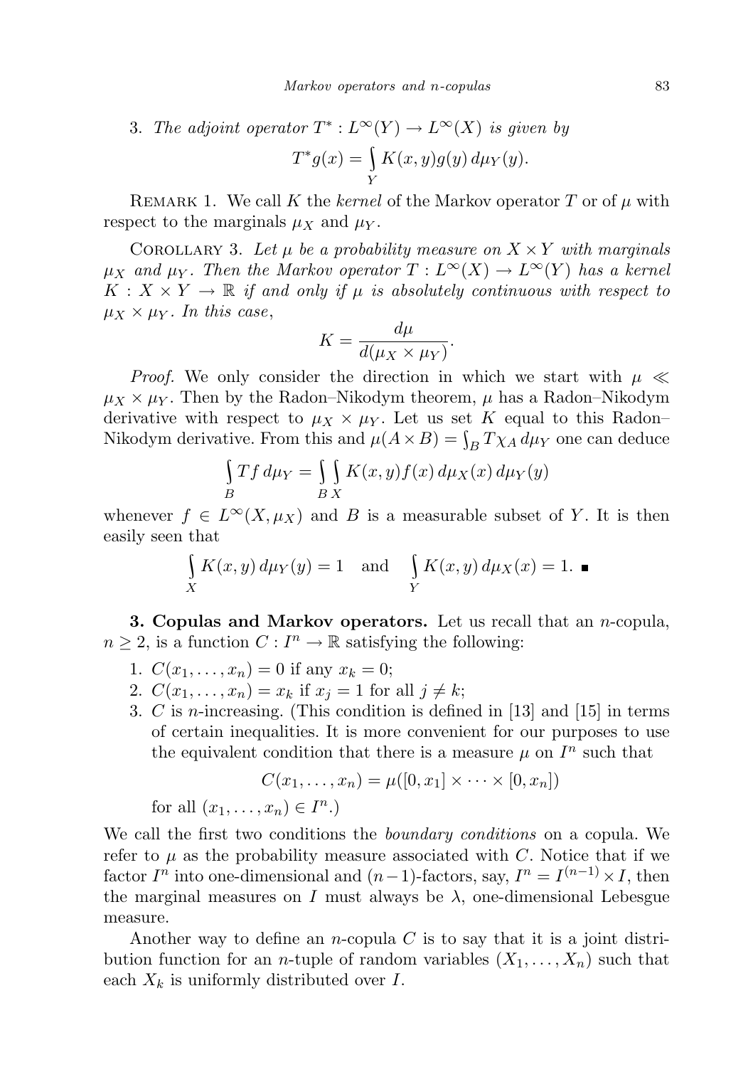3. *The adjoint operator* $T^* : L^\infty(Y) \to L^\infty(X)$ *is given by*

$$T^* g(x) = \int_Y K(x,y) g(y)\, d\mu_Y(y).$$

Remark 1. We call $K$ the *kernel* of the Markov operator $T$ or of $\mu$ with respect to the marginals $\mu_X$ and $\mu_Y$.

Corollary 3. *Let $\mu$ be a probability measure on $X \times Y$ with marginals $\mu_X$ and $\mu_Y$. Then the Markov operator $T : L^\infty(X) \to L^\infty(Y)$ has a kernel $K : X \times Y \to \mathbb{R}$ if and only if $\mu$ is absolutely continuous with respect to $\mu_X \times \mu_Y$. In this case,*

$$K = \frac{d\mu}{d(\mu_X \times \mu_Y)}.$$

*Proof.* We only consider the direction in which we start with $\mu \ll \mu_X \times \mu_Y$. Then by the Radon–Nikodym theorem, $\mu$ has a Radon–Nikodym derivative with respect to $\mu_X \times \mu_Y$. Let us set $K$ equal to this Radon–Nikodym derivative. From this and $\mu(A \times B) = \int_B T\chi_A \, d\mu_Y$ one can deduce

$$\int_B Tf \, d\mu_Y = \int_B \int_X K(x,y) f(x)\, d\mu_X(x)\, d\mu_Y(y)$$

whenever $f \in L^\infty(X, \mu_X)$ and $B$ is a measurable subset of $Y$. It is then easily seen that

$$\int_X K(x,y)\, d\mu_Y(y) = 1 \quad \text{and} \quad \int_Y K(x,y)\, d\mu_X(x) = 1. \ \blacksquare$$

**3. Copulas and Markov operators.** Let us recall that an $n$-copula, $n \ge 2$, is a function $C : I^n \to \mathbb{R}$ satisfying the following:

1. $C(x_1, \dots, x_n) = 0$ if any $x_k = 0$;
2. $C(x_1, \dots, x_n) = x_k$ if $x_j = 1$ for all $j \ne k$;
3. $C$ is $n$-increasing. (This condition is defined in [13] and [15] in terms of certain inequalities. It is more convenient for our purposes to use the equivalent condition that there is a measure $\mu$ on $I^n$ such that

$$C(x_1, \dots, x_n) = \mu([0, x_1] \times \dots \times [0, x_n])$$

for all $(x_1, \dots, x_n) \in I^n$.)

We call the first two conditions the *boundary conditions* on a copula. We refer to $\mu$ as the probability measure associated with $C$. Notice that if we factor $I^n$ into one-dimensional and $(n-1)$-factors, say, $I^n = I^{(n-1)} \times I$, then the marginal measures on $I$ must always be $\lambda$, one-dimensional Lebesgue measure.

Another way to define an $n$-copula $C$ is to say that it is a joint distribution function for an $n$-tuple of random variables $(X_1, \dots, X_n)$ such that each $X_k$ is uniformly distributed over $I$.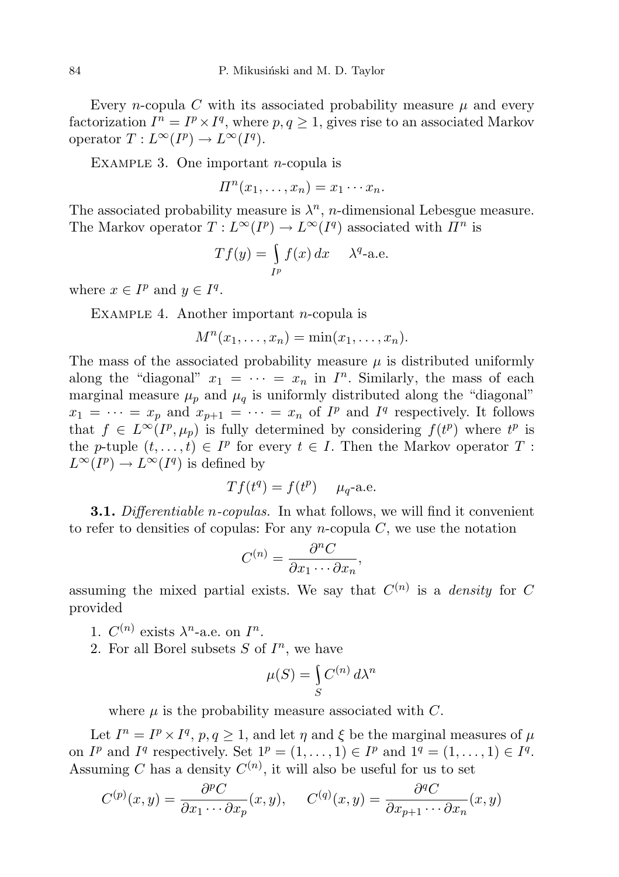Every $n$-copula $C$ with its associated probability measure $\mu$ and every factorization $I^n = I^p \times I^q$, where $p, q \geq 1$, gives rise to an associated Markov operator $T : L^\infty(I^p) \to L^\infty(I^q)$.

Example 3. One important $n$-copula is

$$\Pi^n(x_1, \ldots, x_n) = x_1 \cdots x_n.$$

The associated probability measure is $\lambda^n$, $n$-dimensional Lebesgue measure. The Markov operator $T : L^\infty(I^p) \to L^\infty(I^q)$ associated with $\Pi^n$ is

$$Tf(y) = \int_{I^p} f(x)\, dx \qquad \lambda^q\text{-a.e.}$$

where $x \in I^p$ and $y \in I^q$.

Example 4. Another important $n$-copula is

$$M^n(x_1, \ldots, x_n) = \min(x_1, \ldots, x_n).$$

The mass of the associated probability measure $\mu$ is distributed uniformly along the "diagonal" $x_1 = \cdots = x_n$ in $I^n$. Similarly, the mass of each marginal measure $\mu_p$ and $\mu_q$ is uniformly distributed along the "diagonal" $x_1 = \cdots = x_p$ and $x_{p+1} = \cdots = x_n$ of $I^p$ and $I^q$ respectively. It follows that $f \in L^\infty(I^p, \mu_p)$ is fully determined by considering $f(t^p)$ where $t^p$ is the $p$-tuple $(t, \ldots, t) \in I^p$ for every $t \in I$. Then the Markov operator $T : L^\infty(I^p) \to L^\infty(I^q)$ is defined by

$$Tf(t^q) = f(t^p) \qquad \mu_q\text{-a.e.}$$

**3.1.** *Differentiable $n$-copulas.* In what follows, we will find it convenient to refer to densities of copulas: For any $n$-copula $C$, we use the notation

$$C^{(n)} = \frac{\partial^n C}{\partial x_1 \cdots \partial x_n},$$

assuming the mixed partial exists. We say that $C^{(n)}$ is a *density* for $C$ provided

1. $C^{(n)}$ exists $\lambda^n$-a.e. on $I^n$.
2. For all Borel subsets $S$ of $I^n$, we have

$$\mu(S) = \int_S C^{(n)}\, d\lambda^n$$

where $\mu$ is the probability measure associated with $C$.

Let $I^n = I^p \times I^q$, $p, q \geq 1$, and let $\eta$ and $\xi$ be the marginal measures of $\mu$ on $I^p$ and $I^q$ respectively. Set $1^p = (1, \ldots, 1) \in I^p$ and $1^q = (1, \ldots, 1) \in I^q$. Assuming $C$ has a density $C^{(n)}$, it will also be useful for us to set

$$C^{(p)}(x, y) = \frac{\partial^p C}{\partial x_1 \cdots \partial x_p}(x, y), \qquad C^{(q)}(x, y) = \frac{\partial^q C}{\partial x_{p+1} \cdots \partial x_n}(x, y)$$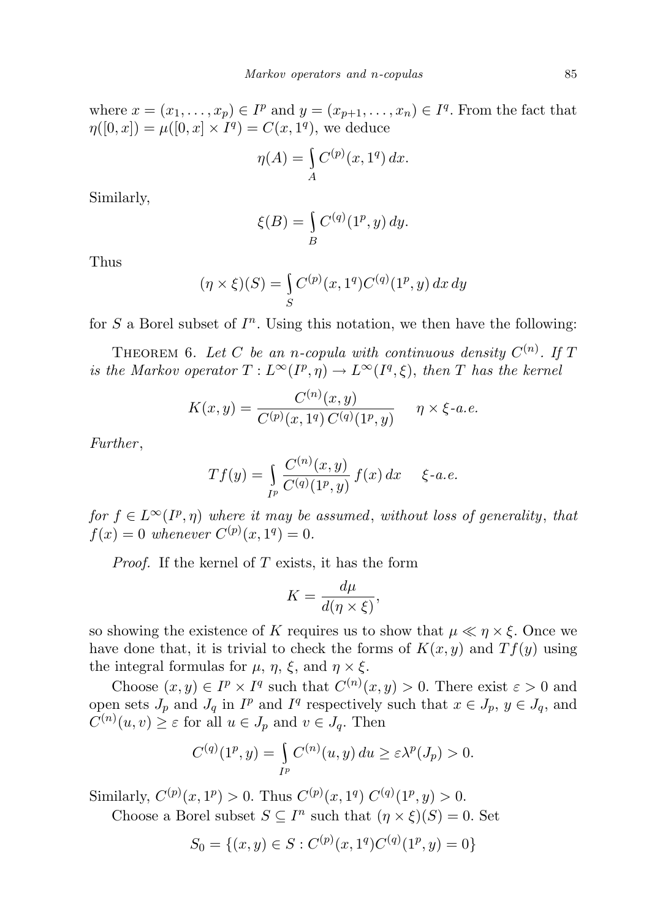where $x = (x_1, \ldots, x_p) \in I^p$ and $y = (x_{p+1}, \ldots, x_n) \in I^q$. From the fact that $\eta([0,x]) = \mu([0,x] \times I^q) = C(x, 1^q)$, we deduce

$$\eta(A) = \int_A C^{(p)}(x, 1^q)\, dx.$$

Similarly,

$$\xi(B) = \int_B C^{(q)}(1^p, y)\, dy.$$

Thus

$$(\eta \times \xi)(S) = \int_S C^{(p)}(x, 1^q) C^{(q)}(1^p, y)\, dx\, dy$$

for $S$ a Borel subset of $I^n$. Using this notation, we then have the following:

THEOREM 6. *Let $C$ be an $n$-copula with continuous density $C^{(n)}$. If $T$ is the Markov operator $T : L^\infty(I^p, \eta) \to L^\infty(I^q, \xi)$, then $T$ has the kernel*

$$K(x, y) = \frac{C^{(n)}(x, y)}{C^{(p)}(x, 1^q)\, C^{(q)}(1^p, y)} \quad \eta \times \xi\text{-a.e.}$$

*Further,*

$$Tf(y) = \int_{I^p} \frac{C^{(n)}(x, y)}{C^{(q)}(1^p, y)}\, f(x)\, dx \quad \xi\text{-a.e.}$$

*for $f \in L^\infty(I^p, \eta)$ where it may be assumed, without loss of generality, that $f(x) = 0$ whenever $C^{(p)}(x, 1^q) = 0$.*

*Proof.* If the kernel of $T$ exists, it has the form

$$K = \frac{d\mu}{d(\eta \times \xi)},$$

so showing the existence of $K$ requires us to show that $\mu \ll \eta \times \xi$. Once we have done that, it is trivial to check the forms of $K(x, y)$ and $Tf(y)$ using the integral formulas for $\mu$, $\eta$, $\xi$, and $\eta \times \xi$.

Choose $(x, y) \in I^p \times I^q$ such that $C^{(n)}(x, y) > 0$. There exist $\varepsilon > 0$ and open sets $J_p$ and $J_q$ in $I^p$ and $I^q$ respectively such that $x \in J_p$, $y \in J_q$, and $C^{(n)}(u, v) \geq \varepsilon$ for all $u \in J_p$ and $v \in J_q$. Then

$$C^{(q)}(1^p, y) = \int_{I^p} C^{(n)}(u, y)\, du \geq \varepsilon \lambda^p(J_p) > 0.$$

Similarly, $C^{(p)}(x, 1^p) > 0$. Thus $C^{(p)}(x, 1^q)\, C^{(q)}(1^p, y) > 0$.

Choose a Borel subset $S \subseteq I^n$ such that $(\eta \times \xi)(S) = 0$. Set

$$S_0 = \{(x, y) \in S : C^{(p)}(x, 1^q) C^{(q)}(1^p, y) = 0\}$$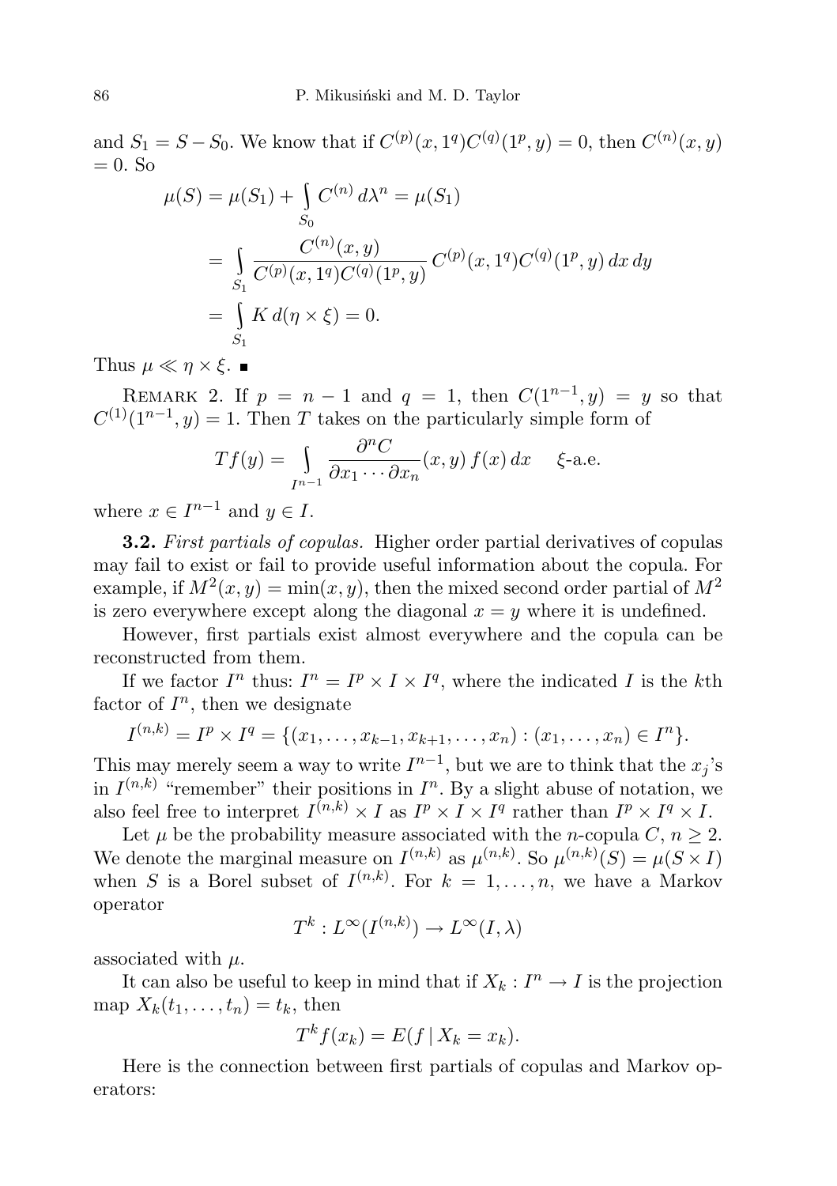and $S_1 = S - S_0$. We know that if $C^{(p)}(x, 1^q)C^{(q)}(1^p, y) = 0$, then $C^{(n)}(x, y) = 0$. So

$$\begin{aligned}
\mu(S) &= \mu(S_1) + \int_{S_0} C^{(n)}\, d\lambda^n = \mu(S_1) \\
&= \int_{S_1} \frac{C^{(n)}(x,y)}{C^{(p)}(x,1^q)C^{(q)}(1^p,y)}\, C^{(p)}(x,1^q)C^{(q)}(1^p,y)\, dx\, dy \\
&= \int_{S_1} K\, d(\eta \times \xi) = 0.
\end{aligned}$$

Thus $\mu \ll \eta \times \xi$. ∎

REMARK 2. If $p = n-1$ and $q = 1$, then $C(1^{n-1}, y) = y$ so that $C^{(1)}(1^{n-1}, y) = 1$. Then $T$ takes on the particularly simple form of

$$Tf(y) = \int_{I^{n-1}} \frac{\partial^n C}{\partial x_1 \cdots \partial x_n}(x,y)\, f(x)\, dx \qquad \xi\text{-a.e.}$$

where $x \in I^{n-1}$ and $y \in I$.

**3.2.** *First partials of copulas.* Higher order partial derivatives of copulas may fail to exist or fail to provide useful information about the copula. For example, if $M^2(x,y) = \min(x,y)$, then the mixed second order partial of $M^2$ is zero everywhere except along the diagonal $x = y$ where it is undefined.

However, first partials exist almost everywhere and the copula can be reconstructed from them.

If we factor $I^n$ thus: $I^n = I^p \times I \times I^q$, where the indicated $I$ is the $k$th factor of $I^n$, then we designate

$$I^{(n,k)} = I^p \times I^q = \{(x_1, \ldots, x_{k-1}, x_{k+1}, \ldots, x_n) : (x_1, \ldots, x_n) \in I^n\}.$$

This may merely seem a way to write $I^{n-1}$, but we are to think that the $x_j$'s in $I^{(n,k)}$ "remember" their positions in $I^n$. By a slight abuse of notation, we also feel free to interpret $I^{(n,k)} \times I$ as $I^p \times I \times I^q$ rather than $I^p \times I^q \times I$.

Let $\mu$ be the probability measure associated with the $n$-copula $C$, $n \geq 2$. We denote the marginal measure on $I^{(n,k)}$ as $\mu^{(n,k)}$. So $\mu^{(n,k)}(S) = \mu(S \times I)$ when $S$ is a Borel subset of $I^{(n,k)}$. For $k = 1, \ldots, n$, we have a Markov operator

$$T^k : L^\infty(I^{(n,k)}) \to L^\infty(I, \lambda)$$

associated with $\mu$.

It can also be useful to keep in mind that if $X_k : I^n \to I$ is the projection map $X_k(t_1, \ldots, t_n) = t_k$, then

$$T^k f(x_k) = E(f \mid X_k = x_k).$$

Here is the connection between first partials of copulas and Markov operators: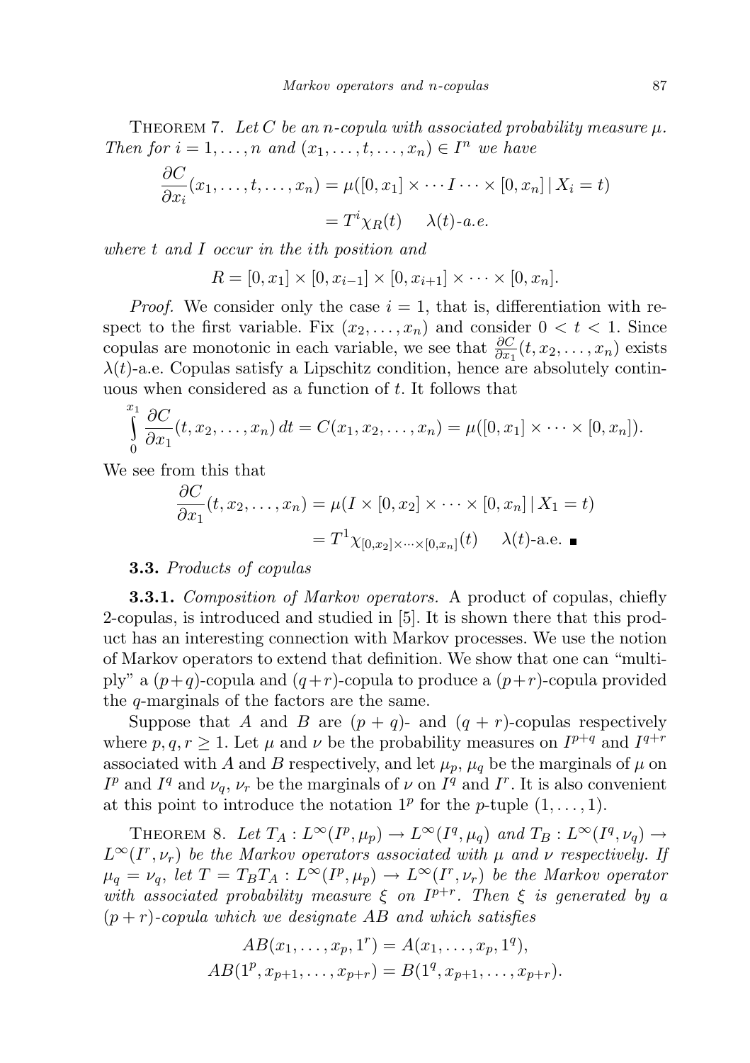THEOREM 7. *Let $C$ be an $n$-copula with associated probability measure $\mu$. Then for $i = 1, \ldots, n$ and $(x_1, \ldots, t, \ldots, x_n) \in I^n$ we have*

$$\begin{aligned}\frac{\partial C}{\partial x_i}(x_1, \ldots, t, \ldots, x_n) &= \mu([0, x_1] \times \cdots I \cdots \times [0, x_n] \mid X_i = t) \\ &= T^i \chi_R(t) \quad \lambda(t)\text{-a.e.}\end{aligned}$$

*where $t$ and $I$ occur in the $i$th position and*

$$R = [0, x_1] \times [0, x_{i-1}] \times [0, x_{i+1}] \times \cdots \times [0, x_n].$$

*Proof.* We consider only the case $i = 1$, that is, differentiation with respect to the first variable. Fix $(x_2, \ldots, x_n)$ and consider $0 < t < 1$. Since copulas are monotonic in each variable, we see that $\frac{\partial C}{\partial x_1}(t, x_2, \ldots, x_n)$ exists $\lambda(t)$-a.e. Copulas satisfy a Lipschitz condition, hence are absolutely continuous when considered as a function of $t$. It follows that

$$\int_0^{x_1} \frac{\partial C}{\partial x_1}(t, x_2, \ldots, x_n)\, dt = C(x_1, x_2, \ldots, x_n) = \mu([0, x_1] \times \cdots \times [0, x_n]).$$

We see from this that

$$\begin{aligned}\frac{\partial C}{\partial x_1}(t, x_2, \ldots, x_n) &= \mu(I \times [0, x_2] \times \cdots \times [0, x_n] \mid X_1 = t) \\ &= T^1 \chi_{[0,x_2] \times \cdots \times [0,x_n]}(t) \quad \lambda(t)\text{-a.e.} \ \blacksquare\end{aligned}$$

**3.3.** *Products of copulas*

**3.3.1.** *Composition of Markov operators.* A product of copulas, chiefly 2-copulas, is introduced and studied in [5]. It is shown there that this product has an interesting connection with Markov processes. We use the notion of Markov operators to extend that definition. We show that one can "multiply" a $(p+q)$-copula and $(q+r)$-copula to produce a $(p+r)$-copula provided the $q$-marginals of the factors are the same.

Suppose that $A$ and $B$ are $(p+q)$- and $(q+r)$-copulas respectively where $p, q, r \geq 1$. Let $\mu$ and $\nu$ be the probability measures on $I^{p+q}$ and $I^{q+r}$ associated with $A$ and $B$ respectively, and let $\mu_p$, $\mu_q$ be the marginals of $\mu$ on $I^p$ and $I^q$ and $\nu_q$, $\nu_r$ be the marginals of $\nu$ on $I^q$ and $I^r$. It is also convenient at this point to introduce the notation $1^p$ for the $p$-tuple $(1, \ldots, 1)$.

THEOREM 8. *Let $T_A : L^\infty(I^p, \mu_p) \to L^\infty(I^q, \mu_q)$ and $T_B : L^\infty(I^q, \nu_q) \to L^\infty(I^r, \nu_r)$ be the Markov operators associated with $\mu$ and $\nu$ respectively. If $\mu_q = \nu_q$, let $T = T_B T_A : L^\infty(I^p, \mu_p) \to L^\infty(I^r, \nu_r)$ be the Markov operator with associated probability measure $\xi$ on $I^{p+r}$. Then $\xi$ is generated by a $(p+r)$-copula which we designate $AB$ and which satisfies*

$$\begin{aligned}AB(x_1, \ldots, x_p, 1^r) &= A(x_1, \ldots, x_p, 1^q), \\ AB(1^p, x_{p+1}, \ldots, x_{p+r}) &= B(1^q, x_{p+1}, \ldots, x_{p+r}).\end{aligned}$$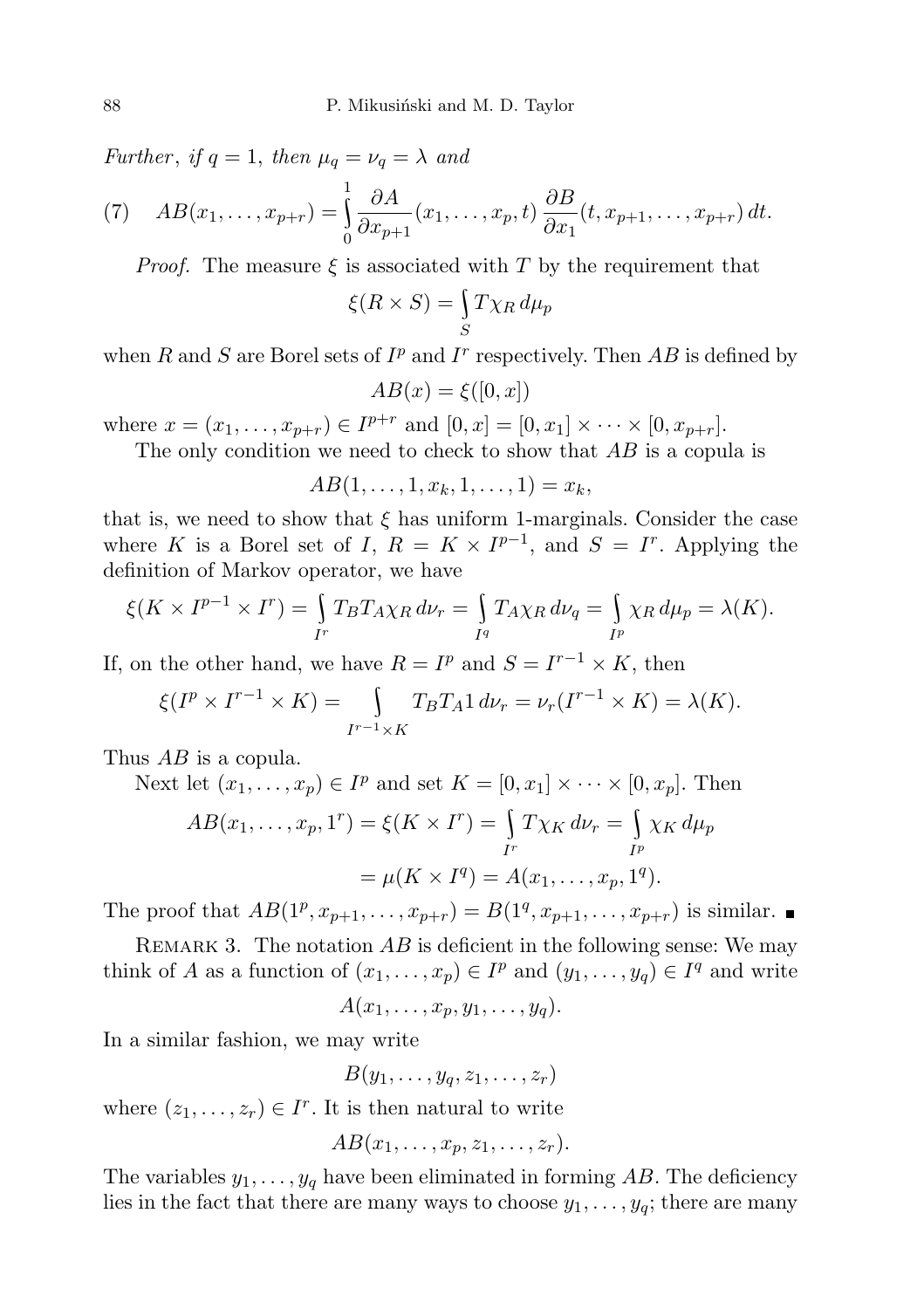*Further*, *if* $q = 1$, *then* $\mu_q = \nu_q = \lambda$ *and*

$$AB(x_1, \ldots, x_{p+r}) = \int_0^1 \frac{\partial A}{\partial x_{p+1}}(x_1, \ldots, x_p, t)\, \frac{\partial B}{\partial x_1}(t, x_{p+1}, \ldots, x_{p+r})\, dt. \tag{7}$$

*Proof.* The measure $\xi$ is associated with $T$ by the requirement that

$$\xi(R \times S) = \int_S T\chi_R \, d\mu_p$$

when $R$ and $S$ are Borel sets of $I^p$ and $I^r$ respectively. Then $AB$ is defined by

$$AB(x) = \xi([0, x])$$

where $x = (x_1, \ldots, x_{p+r}) \in I^{p+r}$ and $[0, x] = [0, x_1] \times \cdots \times [0, x_{p+r}]$.

The only condition we need to check to show that $AB$ is a copula is

$$AB(1, \ldots, 1, x_k, 1, \ldots, 1) = x_k,$$

that is, we need to show that $\xi$ has uniform 1-marginals. Consider the case where $K$ is a Borel set of $I$, $R = K \times I^{p-1}$, and $S = I^r$. Applying the definition of Markov operator, we have

$$\xi(K \times I^{p-1} \times I^r) = \int_{I^r} T_B T_A \chi_R \, d\nu_r = \int_{I^q} T_A \chi_R \, d\nu_q = \int_{I^p} \chi_R \, d\mu_p = \lambda(K).$$

If, on the other hand, we have $R = I^p$ and $S = I^{r-1} \times K$, then

$$\xi(I^p \times I^{r-1} \times K) = \int_{I^{r-1} \times K} T_B T_A 1 \, d\nu_r = \nu_r(I^{r-1} \times K) = \lambda(K).$$

Thus $AB$ is a copula.

Next let $(x_1, \ldots, x_p) \in I^p$ and set $K = [0, x_1] \times \cdots \times [0, x_p]$. Then

$$\begin{aligned} AB(x_1, \ldots, x_p, 1^r) = \xi(K \times I^r) &= \int_{I^r} T\chi_K \, d\nu_r = \int_{I^p} \chi_K \, d\mu_p \\ &= \mu(K \times I^q) = A(x_1, \ldots, x_p, 1^q). \end{aligned}$$

The proof that $AB(1^p, x_{p+1}, \ldots, x_{p+r}) = B(1^q, x_{p+1}, \ldots, x_{p+r})$ is similar. ∎

Remark 3. The notation $AB$ is deficient in the following sense: We may think of $A$ as a function of $(x_1, \ldots, x_p) \in I^p$ and $(y_1, \ldots, y_q) \in I^q$ and write

$$A(x_1, \ldots, x_p, y_1, \ldots, y_q).$$

In a similar fashion, we may write

$$B(y_1, \ldots, y_q, z_1, \ldots, z_r)$$

where $(z_1, \ldots, z_r) \in I^r$. It is then natural to write

$$AB(x_1, \ldots, x_p, z_1, \ldots, z_r).$$

The variables $y_1, \ldots, y_q$ have been eliminated in forming $AB$. The deficiency lies in the fact that there are many ways to choose $y_1, \ldots, y_q$; there are many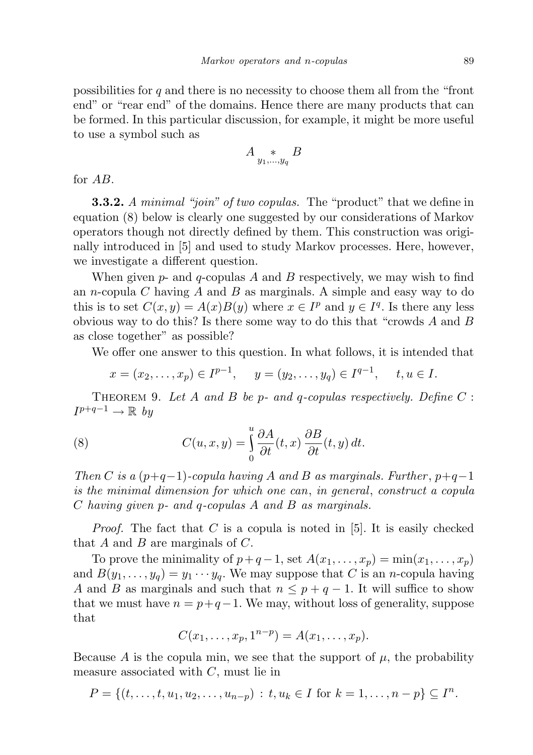possibilities for $q$ and there is no necessity to choose them all from the "front end" or "rear end" of the domains. Hence there are many products that can be formed. In this particular discussion, for example, it might be more useful to use a symbol such as

$$A \underset{y_1,\ldots,y_q}{*} B$$

for $AB$.

**3.3.2.** *A minimal "join" of two copulas.* The "product" that we define in equation (8) below is clearly one suggested by our considerations of Markov operators though not directly defined by them. This construction was originally introduced in [5] and used to study Markov processes. Here, however, we investigate a different question.

When given $p$- and $q$-copulas $A$ and $B$ respectively, we may wish to find an $n$-copula $C$ having $A$ and $B$ as marginals. A simple and easy way to do this is to set $C(x,y) = A(x)B(y)$ where $x \in I^p$ and $y \in I^q$. Is there any less obvious way to do this? Is there some way to do this that "crowds $A$ and $B$ as close together" as possible?

We offer one answer to this question. In what follows, it is intended that

$$x = (x_2, \ldots, x_p) \in I^{p-1}, \quad y = (y_2, \ldots, y_q) \in I^{q-1}, \quad t, u \in I.$$

THEOREM 9. *Let $A$ and $B$ be $p$- and $q$-copulas respectively. Define $C : I^{p+q-1} \to \mathbb{R}$ by*

$$C(u,x,y) = \int_0^u \frac{\partial A}{\partial t}(t,x)\,\frac{\partial B}{\partial t}(t,y)\,dt. \tag{8}$$

*Then $C$ is a $(p+q-1)$-copula having $A$ and $B$ as marginals. Further, $p+q-1$ is the minimal dimension for which one can, in general, construct a copula $C$ having given $p$- and $q$-copulas $A$ and $B$ as marginals.*

*Proof.* The fact that $C$ is a copula is noted in [5]. It is easily checked that $A$ and $B$ are marginals of $C$.

To prove the minimality of $p+q-1$, set $A(x_1, \ldots, x_p) = \min(x_1, \ldots, x_p)$ and $B(y_1, \ldots, y_q) = y_1 \cdots y_q$. We may suppose that $C$ is an $n$-copula having $A$ and $B$ as marginals and such that $n \le p+q-1$. It will suffice to show that we must have $n = p+q-1$. We may, without loss of generality, suppose that

$$C(x_1, \ldots, x_p, 1^{n-p}) = A(x_1, \ldots, x_p).$$

Because $A$ is the copula min, we see that the support of $\mu$, the probability measure associated with $C$, must lie in

$$P = \{(t, \ldots, t, u_1, u_2, \ldots, u_{n-p}) : t, u_k \in I \text{ for } k = 1, \ldots, n-p\} \subseteq I^n.$$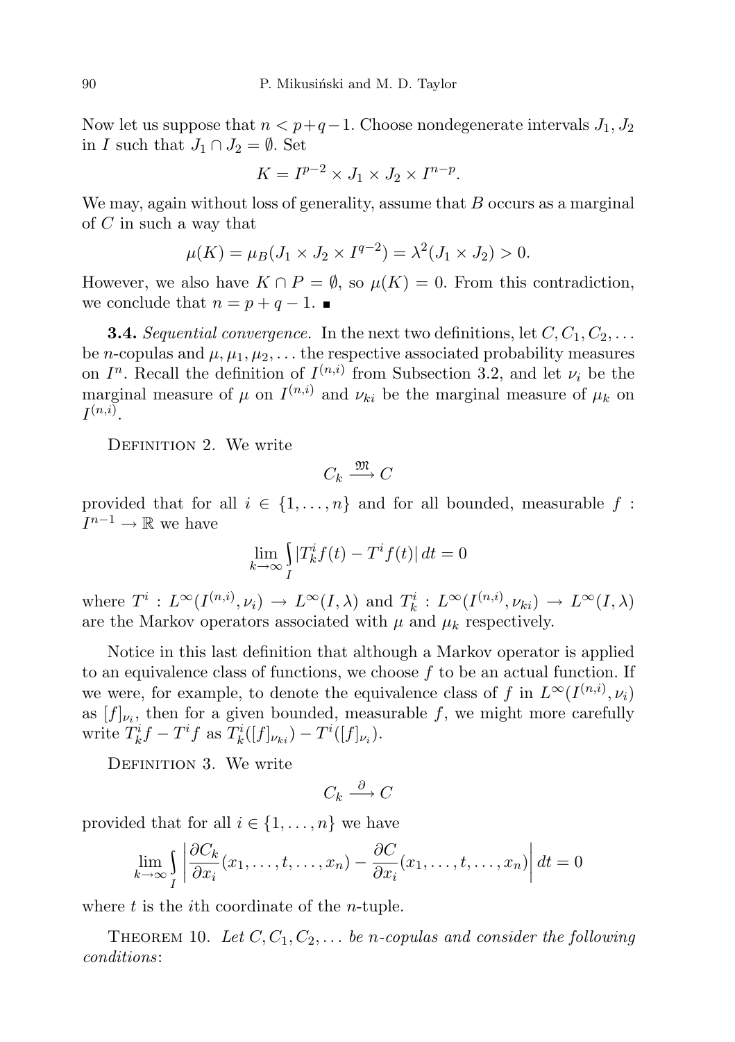Now let us suppose that $n < p+q-1$. Choose nondegenerate intervals $J_1, J_2$ in $I$ such that $J_1 \cap J_2 = \emptyset$. Set

$$K = I^{p-2} \times J_1 \times J_2 \times I^{n-p}.$$

We may, again without loss of generality, assume that $B$ occurs as a marginal of $C$ in such a way that

$$\mu(K) = \mu_B(J_1 \times J_2 \times I^{q-2}) = \lambda^2(J_1 \times J_2) > 0.$$

However, we also have $K \cap P = \emptyset$, so $\mu(K) = 0$. From this contradiction, we conclude that $n = p + q - 1$. ■

**3.4.** *Sequential convergence.* In the next two definitions, let $C, C_1, C_2, \ldots$ be $n$-copulas and $\mu, \mu_1, \mu_2, \ldots$ the respective associated probability measures on $I^n$. Recall the definition of $I^{(n,i)}$ from Subsection 3.2, and let $\nu_i$ be the marginal measure of $\mu$ on $I^{(n,i)}$ and $\nu_{ki}$ be the marginal measure of $\mu_k$ on $I^{(n,i)}$.

Definition 2. We write

$$C_k \xrightarrow{\mathfrak{M}} C$$

provided that for all $i \in \{1, \ldots, n\}$ and for all bounded, measurable $f : I^{n-1} \to \mathbb{R}$ we have

$$\lim_{k\to\infty} \int_I |T_k^i f(t) - T^i f(t)|\, dt = 0$$

where $T^i : L^\infty(I^{(n,i)}, \nu_i) \to L^\infty(I, \lambda)$ and $T_k^i : L^\infty(I^{(n,i)}, \nu_{ki}) \to L^\infty(I, \lambda)$ are the Markov operators associated with $\mu$ and $\mu_k$ respectively.

Notice in this last definition that although a Markov operator is applied to an equivalence class of functions, we choose $f$ to be an actual function. If we were, for example, to denote the equivalence class of $f$ in $L^\infty(I^{(n,i)}, \nu_i)$ as $[f]_{\nu_i}$, then for a given bounded, measurable $f$, we might more carefully write $T_k^i f - T^i f$ as $T_k^i([f]_{\nu_{ki}}) - T^i([f]_{\nu_i})$.

Definition 3. We write

$$C_k \xrightarrow{\partial} C$$

provided that for all $i \in \{1, \ldots, n\}$ we have

$$\lim_{k\to\infty} \int_I \left| \frac{\partial C_k}{\partial x_i}(x_1, \ldots, t, \ldots, x_n) - \frac{\partial C}{\partial x_i}(x_1, \ldots, t, \ldots, x_n) \right| dt = 0$$

where $t$ is the $i$th coordinate of the $n$-tuple.

Theorem 10. *Let $C, C_1, C_2, \ldots$ be $n$-copulas and consider the following conditions*: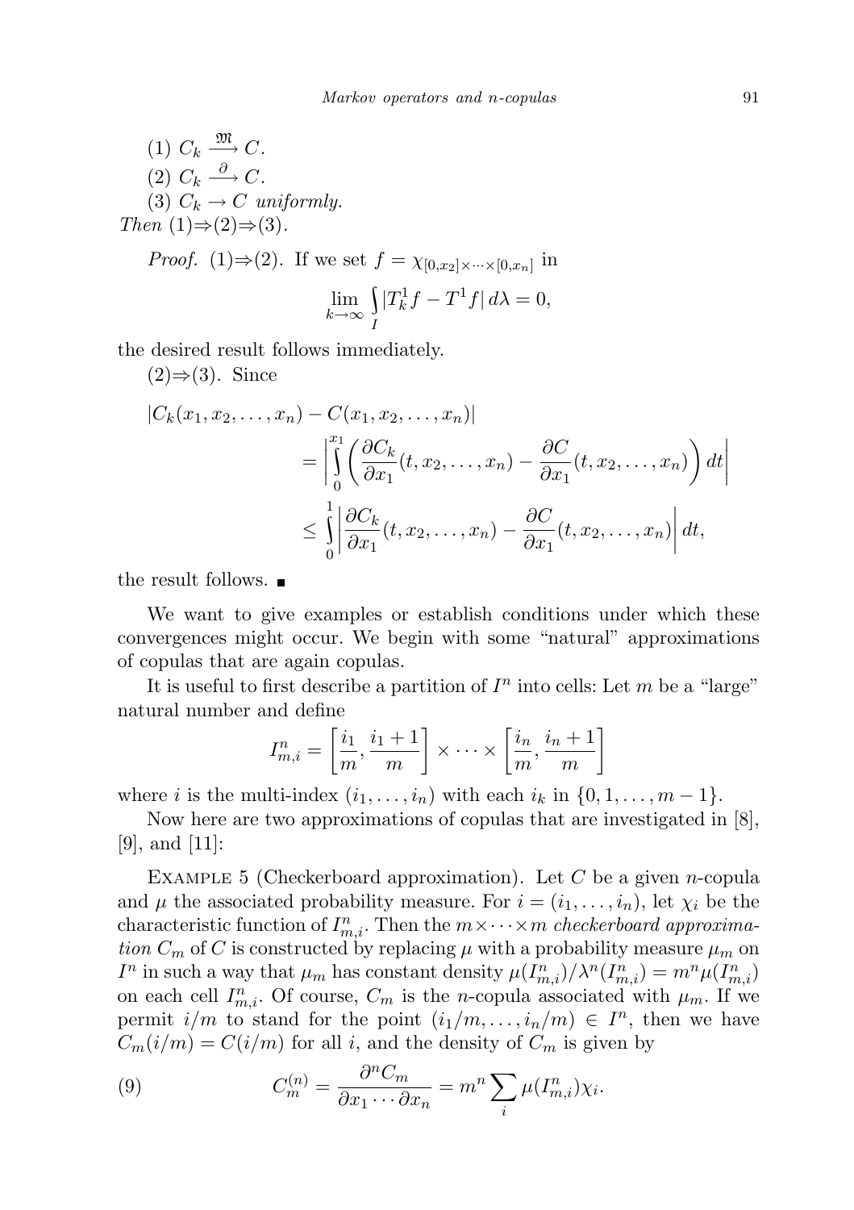(1) $C_k \xrightarrow{\mathfrak{M}} C$.

(2) $C_k \xrightarrow{\partial} C$.

(3) $C_k \to C$ *uniformly.*

*Then* (1)⇒(2)⇒(3).

*Proof.* (1)⇒(2). If we set $f = \chi_{[0,x_2]\times\cdots\times[0,x_n]}$ in

$$\lim_{k\to\infty} \int_I |T_k^1 f - T^1 f|\, d\lambda = 0,$$

the desired result follows immediately.

(2)⇒(3). Since

$$\begin{aligned}
|C_k(x_1, x_2, \ldots, x_n) &- C(x_1, x_2, \ldots, x_n)| \\
&= \left| \int_0^{x_1} \left( \frac{\partial C_k}{\partial x_1}(t, x_2, \ldots, x_n) - \frac{\partial C}{\partial x_1}(t, x_2, \ldots, x_n) \right) dt \right| \\
&\le \int_0^1 \left| \frac{\partial C_k}{\partial x_1}(t, x_2, \ldots, x_n) - \frac{\partial C}{\partial x_1}(t, x_2, \ldots, x_n) \right| dt,
\end{aligned}$$

the result follows. ■

We want to give examples or establish conditions under which these convergences might occur. We begin with some "natural" approximations of copulas that are again copulas.

It is useful to first describe a partition of $I^n$ into cells: Let $m$ be a "large" natural number and define

$$I_{m,i}^n = \left[\frac{i_1}{m}, \frac{i_1+1}{m}\right] \times \cdots \times \left[\frac{i_n}{m}, \frac{i_n+1}{m}\right]$$

where $i$ is the multi-index $(i_1, \ldots, i_n)$ with each $i_k$ in $\{0, 1, \ldots, m-1\}$.

Now here are two approximations of copulas that are investigated in [8], [9], and [11]:

Example 5 (Checkerboard approximation). Let $C$ be a given $n$-copula and $\mu$ the associated probability measure. For $i = (i_1, \ldots, i_n)$, let $\chi_i$ be the characteristic function of $I_{m,i}^n$. Then the $m\times\cdots\times m$ *checkerboard approximation* $C_m$ of $C$ is constructed by replacing $\mu$ with a probability measure $\mu_m$ on $I^n$ in such a way that $\mu_m$ has constant density $\mu(I_{m,i}^n)/\lambda^n(I_{m,i}^n) = m^n\mu(I_{m,i}^n)$ on each cell $I_{m,i}^n$. Of course, $C_m$ is the $n$-copula associated with $\mu_m$. If we permit $i/m$ to stand for the point $(i_1/m, \ldots, i_n/m) \in I^n$, then we have $C_m(i/m) = C(i/m)$ for all $i$, and the density of $C_m$ is given by

$$C_m^{(n)} = \frac{\partial^n C_m}{\partial x_1 \cdots \partial x_n} = m^n \sum_i \mu(I_{m,i}^n)\chi_i. \tag{9}$$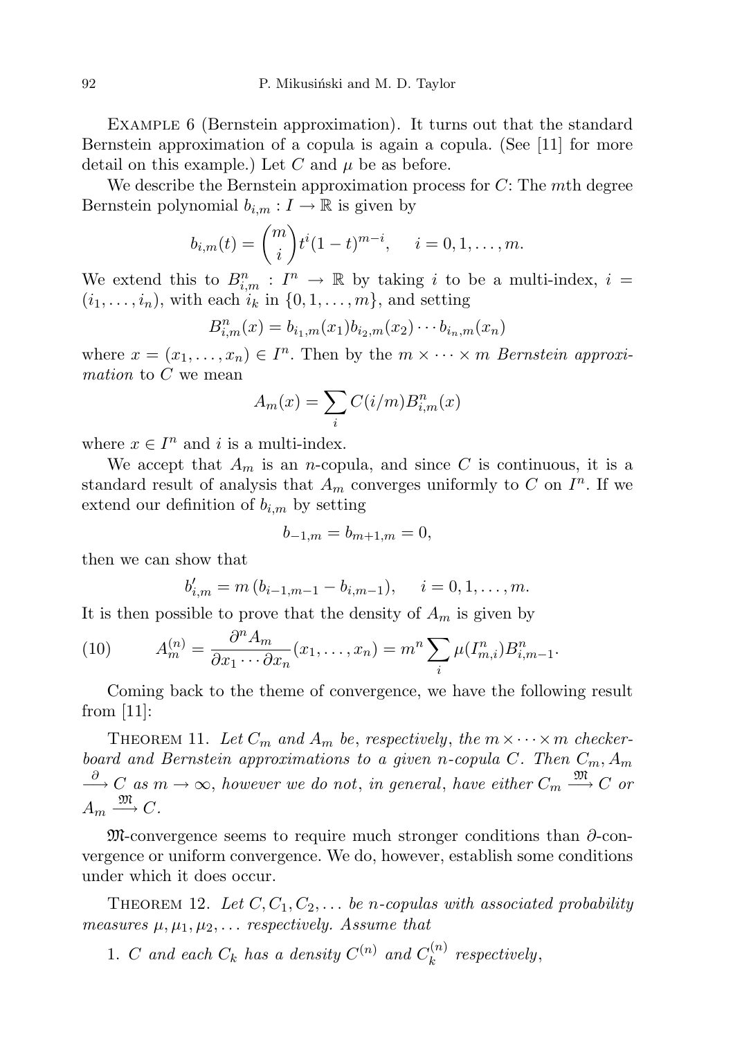EXAMPLE 6 (Bernstein approximation). It turns out that the standard Bernstein approximation of a copula is again a copula. (See [11] for more detail on this example.) Let $C$ and $\mu$ be as before.

We describe the Bernstein approximation process for $C$: The $m$th degree Bernstein polynomial $b_{i,m} : I \to \mathbb{R}$ is given by

$$b_{i,m}(t) = \binom{m}{i} t^i (1-t)^{m-i}, \quad i = 0, 1, \ldots, m.$$

We extend this to $B^n_{i,m} : I^n \to \mathbb{R}$ by taking $i$ to be a multi-index, $i = (i_1, \ldots, i_n)$, with each $i_k$ in $\{0, 1, \ldots, m\}$, and setting

$$B^n_{i,m}(x) = b_{i_1,m}(x_1) b_{i_2,m}(x_2) \cdots b_{i_n,m}(x_n)$$

where $x = (x_1, \ldots, x_n) \in I^n$. Then by the $m \times \cdots \times m$ *Bernstein approximation* to $C$ we mean

$$A_m(x) = \sum_i C(i/m) B^n_{i,m}(x)$$

where $x \in I^n$ and $i$ is a multi-index.

We accept that $A_m$ is an $n$-copula, and since $C$ is continuous, it is a standard result of analysis that $A_m$ converges uniformly to $C$ on $I^n$. If we extend our definition of $b_{i,m}$ by setting

$$b_{-1,m} = b_{m+1,m} = 0,$$

then we can show that

$$b'_{i,m} = m\,(b_{i-1,m-1} - b_{i,m-1}), \quad i = 0, 1, \ldots, m.$$

It is then possible to prove that the density of $A_m$ is given by

$$A^{(n)}_m = \frac{\partial^n A_m}{\partial x_1 \cdots \partial x_n}(x_1, \ldots, x_n) = m^n \sum_i \mu(I^n_{m,i}) B^n_{i,m-1}. \tag{10}$$

Coming back to the theme of convergence, we have the following result from [11]:

THEOREM 11. *Let $C_m$ and $A_m$ be, respectively, the $m \times \cdots \times m$ checkerboard and Bernstein approximations to a given $n$-copula $C$. Then $C_m, A_m \xrightarrow{\partial} C$ as $m \to \infty$, however we do not, in general, have either $C_m \xrightarrow{\mathfrak{M}} C$ or $A_m \xrightarrow{\mathfrak{M}} C$.*

$\mathfrak{M}$-convergence seems to require much stronger conditions than $\partial$-convergence or uniform convergence. We do, however, establish some conditions under which it does occur.

THEOREM 12. *Let $C, C_1, C_2, \ldots$ be $n$-copulas with associated probability measures $\mu, \mu_1, \mu_2, \ldots$ respectively. Assume that*

1. *$C$ and each $C_k$ has a density $C^{(n)}$ and $C^{(n)}_k$ respectively,*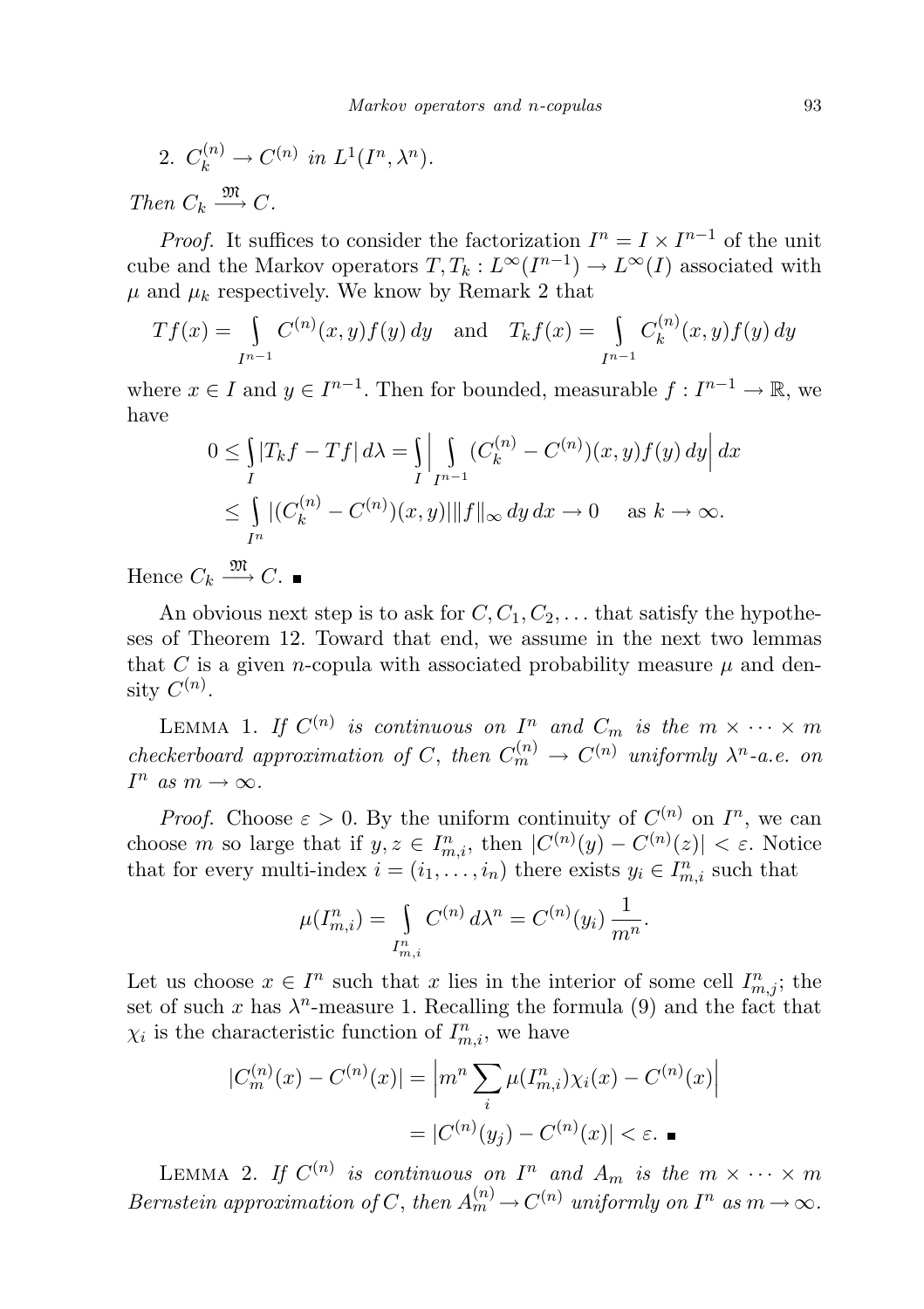2. $C_k^{(n)} \to C^{(n)}$ *in* $L^1(I^n, \lambda^n)$.

*Then* $C_k \xrightarrow{\mathfrak{M}} C$.

*Proof.* It suffices to consider the factorization $I^n = I \times I^{n-1}$ of the unit cube and the Markov operators $T, T_k : L^\infty(I^{n-1}) \to L^\infty(I)$ associated with $\mu$ and $\mu_k$ respectively. We know by Remark 2 that

$$Tf(x) = \int_{I^{n-1}} C^{(n)}(x,y) f(y)\, dy \quad \text{and} \quad T_k f(x) = \int_{I^{n-1}} C_k^{(n)}(x,y) f(y)\, dy$$

where $x \in I$ and $y \in I^{n-1}$. Then for bounded, measurable $f : I^{n-1} \to \mathbb{R}$, we have

$$\begin{aligned} 0 \le \int_I |T_k f - Tf|\, d\lambda &= \int_I \Big| \int_{I^{n-1}} (C_k^{(n)} - C^{(n)})(x,y) f(y)\, dy \Big|\, dx \\ &\le \int_{I^n} |(C_k^{(n)} - C^{(n)})(x,y)| \|f\|_\infty\, dy\, dx \to 0 \quad \text{ as } k \to \infty. \end{aligned}$$

Hence $C_k \xrightarrow{\mathfrak{M}} C$. ∎

An obvious next step is to ask for $C, C_1, C_2, \ldots$ that satisfy the hypotheses of Theorem 12. Toward that end, we assume in the next two lemmas that $C$ is a given $n$-copula with associated probability measure $\mu$ and density $C^{(n)}$.

LEMMA 1. *If $C^{(n)}$ is continuous on $I^n$ and $C_m$ is the $m \times \cdots \times m$ checkerboard approximation of $C$, then $C_m^{(n)} \to C^{(n)}$ uniformly $\lambda^n$-a.e. on $I^n$ as $m \to \infty$.*

*Proof.* Choose $\varepsilon > 0$. By the uniform continuity of $C^{(n)}$ on $I^n$, we can choose $m$ so large that if $y, z \in I_{m,i}^n$, then $|C^{(n)}(y) - C^{(n)}(z)| < \varepsilon$. Notice that for every multi-index $i = (i_1, \ldots, i_n)$ there exists $y_i \in I_{m,i}^n$ such that

$$\mu(I_{m,i}^n) = \int_{I_{m,i}^n} C^{(n)}\, d\lambda^n = C^{(n)}(y_i)\, \frac{1}{m^n}.$$

Let us choose $x \in I^n$ such that $x$ lies in the interior of some cell $I_{m,j}^n$; the set of such $x$ has $\lambda^n$-measure 1. Recalling the formula (9) and the fact that $\chi_i$ is the characteristic function of $I_{m,i}^n$, we have

$$\begin{aligned} |C_m^{(n)}(x) - C^{(n)}(x)| &= \Big| m^n \sum_i \mu(I_{m,i}^n) \chi_i(x) - C^{(n)}(x) \Big| \\ &= |C^{(n)}(y_j) - C^{(n)}(x)| < \varepsilon. \ \blacksquare \end{aligned}$$

LEMMA 2. *If $C^{(n)}$ is continuous on $I^n$ and $A_m$ is the $m \times \cdots \times m$ Bernstein approximation of $C$, then $A_m^{(n)} \to C^{(n)}$ uniformly on $I^n$ as $m \to \infty$.*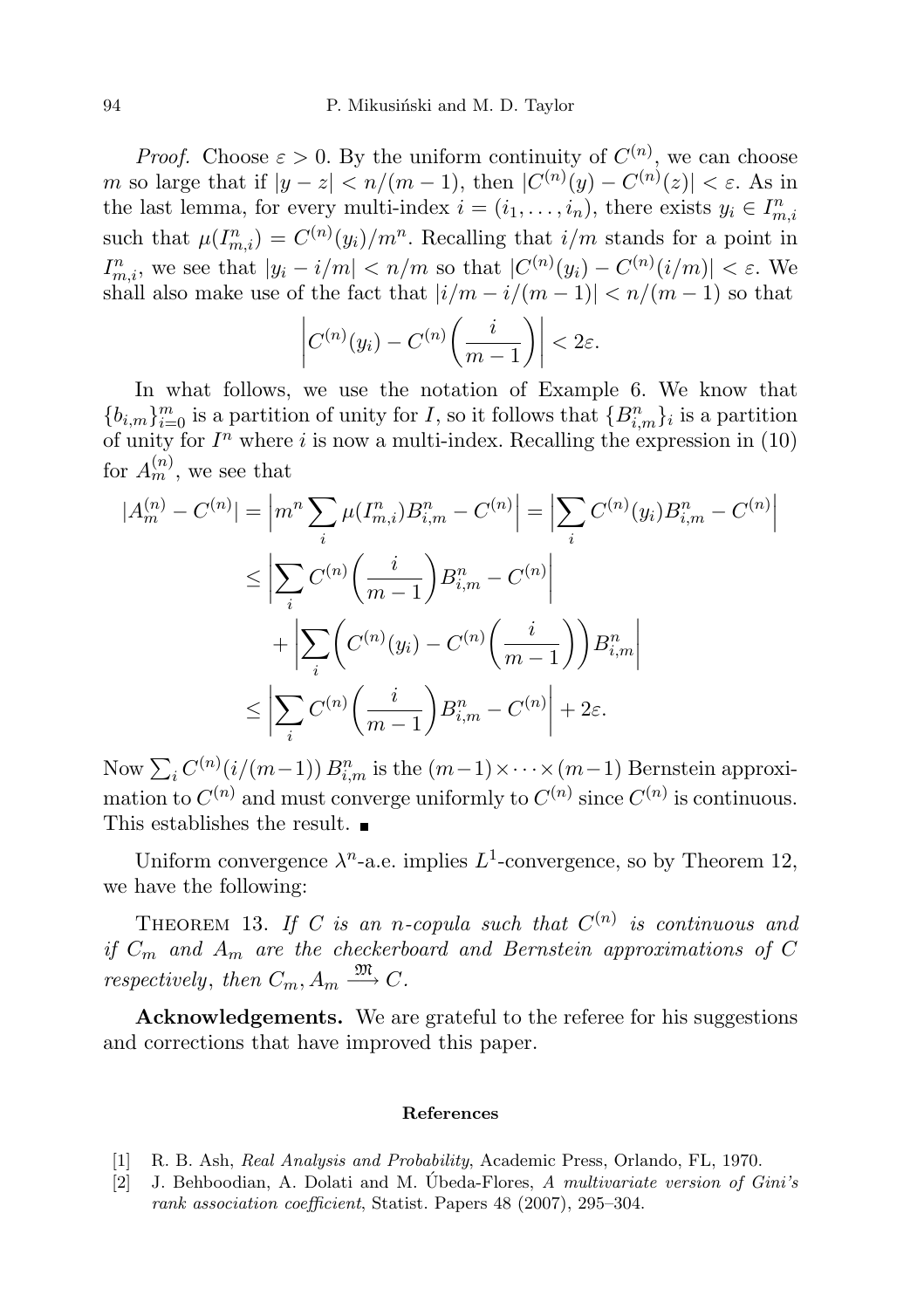*Proof.* Choose $\varepsilon > 0$. By the uniform continuity of $C^{(n)}$, we can choose $m$ so large that if $|y - z| < n/(m-1)$, then $|C^{(n)}(y) - C^{(n)}(z)| < \varepsilon$. As in the last lemma, for every multi-index $i = (i_1, \ldots, i_n)$, there exists $y_i \in I^n_{m,i}$ such that $\mu(I^n_{m,i}) = C^{(n)}(y_i)/m^n$. Recalling that $i/m$ stands for a point in $I^n_{m,i}$, we see that $|y_i - i/m| < n/m$ so that $|C^{(n)}(y_i) - C^{(n)}(i/m)| < \varepsilon$. We shall also make use of the fact that $|i/m - i/(m-1)| < n/(m-1)$ so that

$$\left| C^{(n)}(y_i) - C^{(n)}\left(\frac{i}{m-1}\right) \right| < 2\varepsilon.$$

In what follows, we use the notation of Example 6. We know that $\{b_{i,m}\}_{i=0}^m$ is a partition of unity for $I$, so it follows that $\{B^n_{i,m}\}_i$ is a partition of unity for $I^n$ where $i$ is now a multi-index. Recalling the expression in (10) for $A^{(n)}_m$, we see that

$$\begin{aligned}
|A^{(n)}_m - C^{(n)}| &= \Big| m^n \sum_i \mu(I^n_{m,i}) B^n_{i,m} - C^{(n)} \Big| = \Big| \sum_i C^{(n)}(y_i) B^n_{i,m} - C^{(n)} \Big| \\
&\le \left| \sum_i C^{(n)}\left(\frac{i}{m-1}\right) B^n_{i,m} - C^{(n)} \right| \\
&\quad + \left| \sum_i \left( C^{(n)}(y_i) - C^{(n)}\left(\frac{i}{m-1}\right)\right) B^n_{i,m} \right| \\
&\le \left| \sum_i C^{(n)}\left(\frac{i}{m-1}\right) B^n_{i,m} - C^{(n)} \right| + 2\varepsilon.
\end{aligned}$$

Now $\sum_i C^{(n)}(i/(m-1))\, B^n_{i,m}$ is the $(m-1) \times \cdots \times (m-1)$ Bernstein approximation to $C^{(n)}$ and must converge uniformly to $C^{(n)}$ since $C^{(n)}$ is continuous. This establishes the result. ∎

Uniform convergence $\lambda^n$-a.e. implies $L^1$-convergence, so by Theorem 12, we have the following:

THEOREM 13. *If $C$ is an $n$-copula such that $C^{(n)}$ is continuous and if $C_m$ and $A_m$ are the checkerboard and Bernstein approximations of $C$ respectively, then $C_m, A_m \xrightarrow{\mathfrak{M}} C$.*

**Acknowledgements.** We are grateful to the referee for his suggestions and corrections that have improved this paper.

## References

[1] R. B. Ash, *Real Analysis and Probability*, Academic Press, Orlando, FL, 1970.

[2] J. Behboodian, A. Dolati and M. Úbeda-Flores, *A multivariate version of Gini's rank association coefficient*, Statist. Papers 48 (2007), 295–304.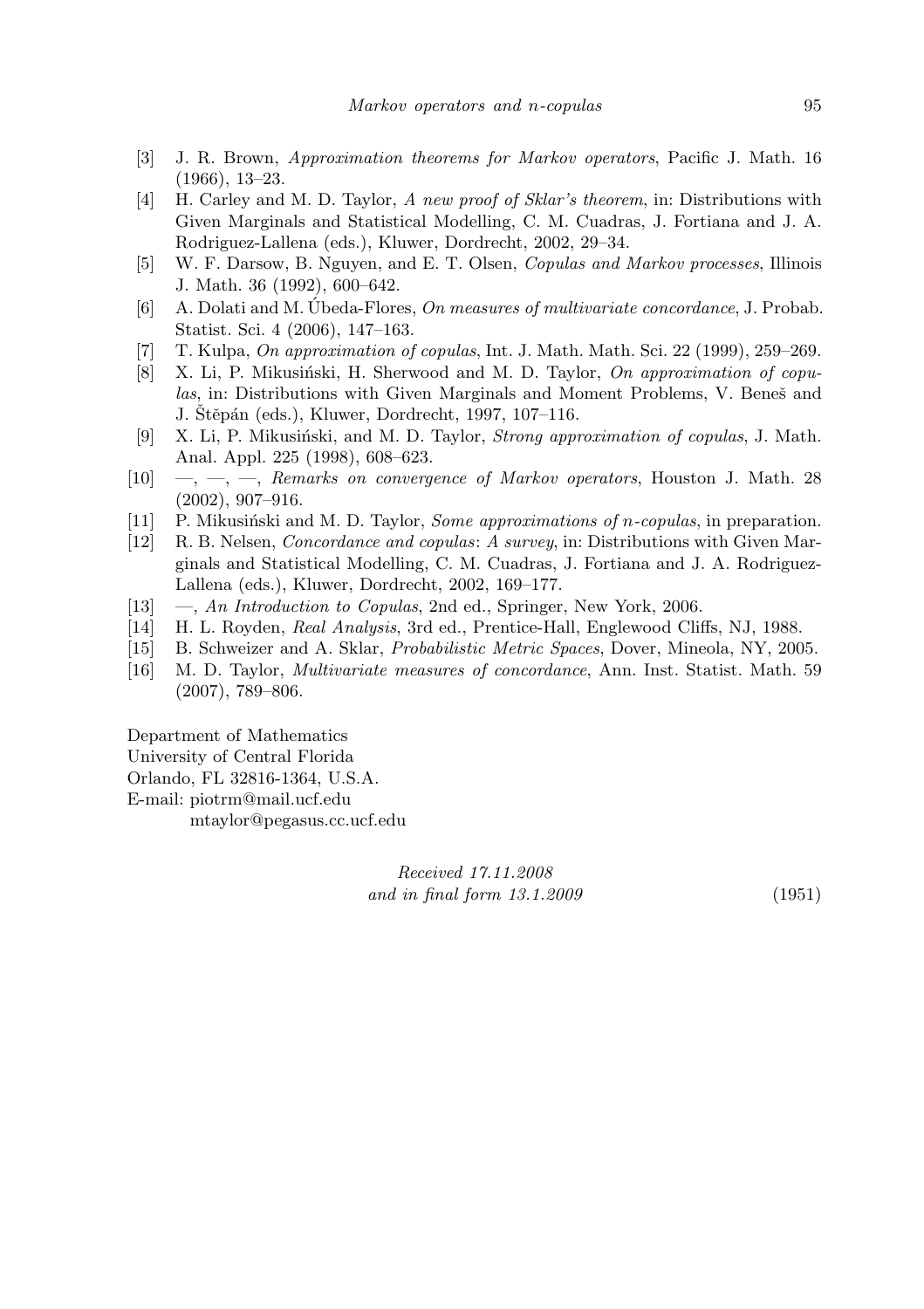[3] J. R. Brown, *Approximation theorems for Markov operators*, Pacific J. Math. 16 (1966), 13–23.

[4] H. Carley and M. D. Taylor, *A new proof of Sklar's theorem*, in: Distributions with Given Marginals and Statistical Modelling, C. M. Cuadras, J. Fortiana and J. A. Rodriguez-Lallena (eds.), Kluwer, Dordrecht, 2002, 29–34.

[5] W. F. Darsow, B. Nguyen, and E. T. Olsen, *Copulas and Markov processes*, Illinois J. Math. 36 (1992), 600–642.

[6] A. Dolati and M. Úbeda-Flores, *On measures of multivariate concordance*, J. Probab. Statist. Sci. 4 (2006), 147–163.

[7] T. Kulpa, *On approximation of copulas*, Int. J. Math. Math. Sci. 22 (1999), 259–269.

[8] X. Li, P. Mikusiński, H. Sherwood and M. D. Taylor, *On approximation of copulas*, in: Distributions with Given Marginals and Moment Problems, V. Beneš and J. Štěpán (eds.), Kluwer, Dordrecht, 1997, 107–116.

[9] X. Li, P. Mikusiński, and M. D. Taylor, *Strong approximation of copulas*, J. Math. Anal. Appl. 225 (1998), 608–623.

[10] —, —, —, *Remarks on convergence of Markov operators*, Houston J. Math. 28 (2002), 907–916.

[11] P. Mikusiński and M. D. Taylor, *Some approximations of n-copulas*, in preparation.

[12] R. B. Nelsen, *Concordance and copulas: A survey*, in: Distributions with Given Marginals and Statistical Modelling, C. M. Cuadras, J. Fortiana and J. A. Rodriguez-Lallena (eds.), Kluwer, Dordrecht, 2002, 169–177.

[13] —, *An Introduction to Copulas*, 2nd ed., Springer, New York, 2006.

[14] H. L. Royden, *Real Analysis*, 3rd ed., Prentice-Hall, Englewood Cliffs, NJ, 1988.

[15] B. Schweizer and A. Sklar, *Probabilistic Metric Spaces*, Dover, Mineola, NY, 2005.

[16] M. D. Taylor, *Multivariate measures of concordance*, Ann. Inst. Statist. Math. 59 (2007), 789–806.

Department of Mathematics
University of Central Florida
Orlando, FL 32816-1364, U.S.A.
E-mail: piotrm@mail.ucf.edu
mtaylor@pegasus.cc.ucf.edu

*Received 17.11.2008*
*and in final form 13.1.2009* (1951)